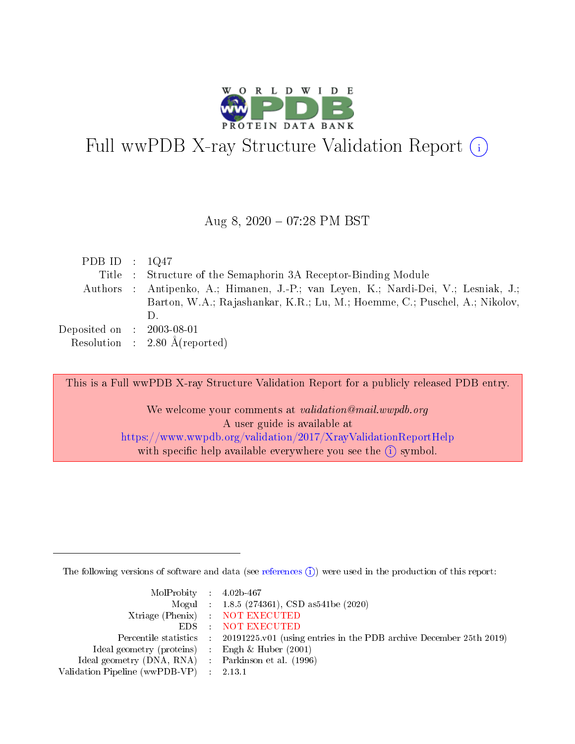# Full wwPDB X-ray Structure Validation Report

Aug 8, 2020 – 07:28 PM BST

| | | |
|---|---|---|
| PDB ID | : | 1Q47 |
| Title | : | Structure of the Semaphorin 3A Receptor-Binding Module |
| Authors | : | Antipenko, A.; Himanen, J.-P.; van Leyen, K.; Nardi-Dei, V.; Lesniak, J.; Barton, W.A.; Rajashankar, K.R.; Lu, M.; Hoemme, C.; Puschel, A.; Nikolov, D. |
| Deposited on | : | 2003-08-01 |
| Resolution | : | 2.80 Å(reported) |

This is a Full wwPDB X-ray Structure Validation Report for a publicly released PDB entry.

We welcome your comments at *validation@mail.wwpdb.org*
A user guide is available at
https://www.wwpdb.org/validation/2017/XrayValidationReportHelp
with specific help available everywhere you see the (i) symbol.

The following versions of software and data (see references (i)) were used in the production of this report:

| | | |
|---|---|---|
| MolProbity | : | 4.02b-467 |
| Mogul | : | 1.8.5 (274361), CSD as541be (2020) |
| Xtriage (Phenix) | : | NOT EXECUTED |
| EDS | : | NOT EXECUTED |
| Percentile statistics | : | 20191225.v01 (using entries in the PDB archive December 25th 2019) |
| Ideal geometry (proteins) | : | Engh & Huber (2001) |
| Ideal geometry (DNA, RNA) | : | Parkinson et al. (1996) |
| Validation Pipeline (wwPDB-VP) | : | 2.13.1 |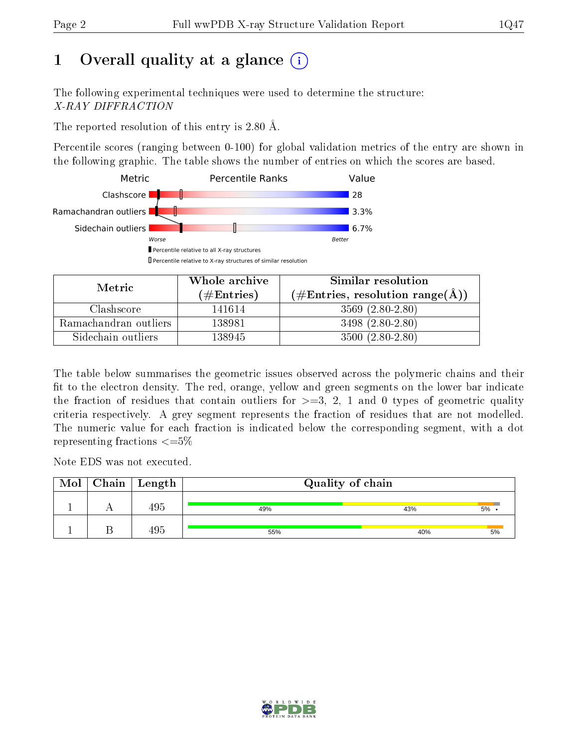# 1 Overall quality at a glance

The following experimental techniques were used to determine the structure:
*X-RAY DIFFRACTION*

The reported resolution of this entry is 2.80 Å.

Percentile scores (ranging between 0-100) for global validation metrics of the entry are shown in the following graphic. The table shows the number of entries on which the scores are based.

| Metric | Value |
|---|---|
| Clashscore | 28 |
| Ramachandran outliers | 3.3% |
| Sidechain outliers | 6.7% |

| Metric | Whole archive (#Entries) | Similar resolution (#Entries, resolution range(Å)) |
|---|---|---|
| Clashscore | 141614 | 3569 (2.80-2.80) |
| Ramachandran outliers | 138981 | 3498 (2.80-2.80) |
| Sidechain outliers | 138945 | 3500 (2.80-2.80) |

The table below summarises the geometric issues observed across the polymeric chains and their fit to the electron density. The red, orange, yellow and green segments on the lower bar indicate the fraction of residues that contain outliers for >=3, 2, 1 and 0 types of geometric quality criteria respectively. A grey segment represents the fraction of residues that are not modelled. The numeric value for each fraction is indicated below the corresponding segment, with a dot representing fractions <=5%

Note EDS was not executed.

| Mol | Chain | Length | Quality of chain |
|---|---|---|---|
| 1 | A | 495 | 49% / 43% / 5% / • |
| 1 | B | 495 | 55% / 40% / 5% |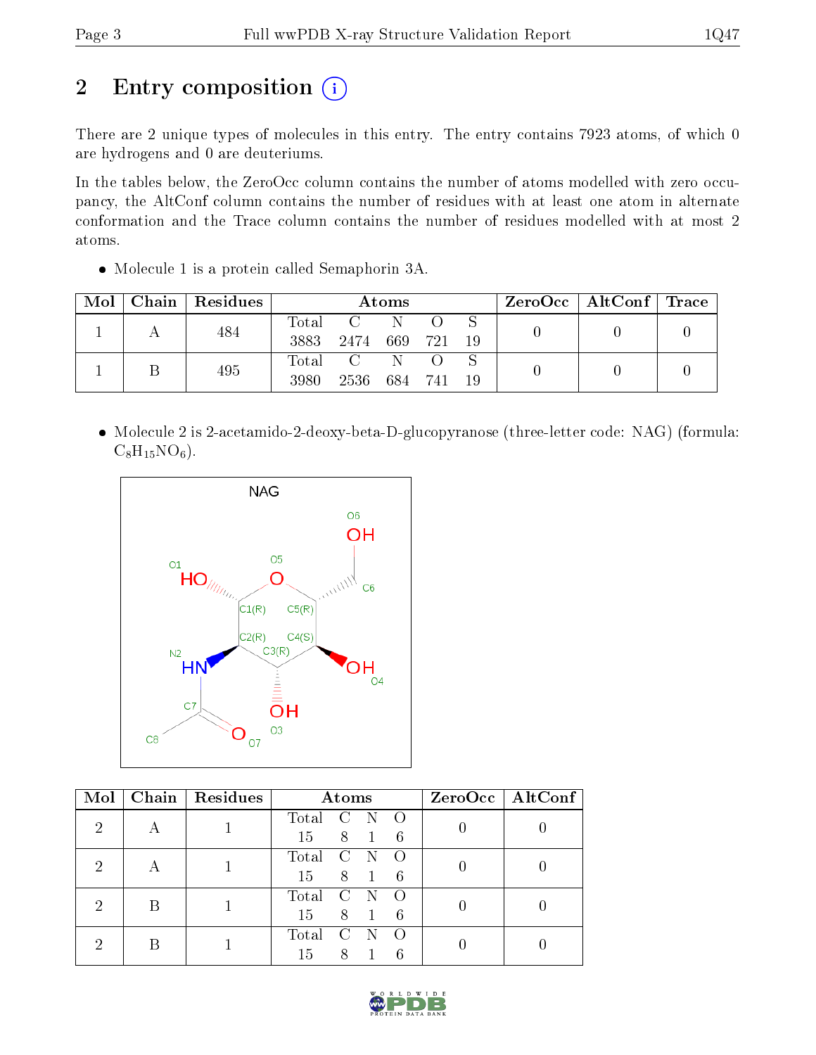# 2 Entry composition

There are 2 unique types of molecules in this entry. The entry contains 7923 atoms, of which 0 are hydrogens and 0 are deuteriums.

In the tables below, the ZeroOcc column contains the number of atoms modelled with zero occupancy, the AltConf column contains the number of residues with at least one atom in alternate conformation and the Trace column contains the number of residues modelled with at most 2 atoms.

- Molecule 1 is a protein called Semaphorin 3A.

| Mol | Chain | Residues | Atoms | | | | | ZeroOcc | AltConf | Trace |
|---|---|---|---|---|---|---|---|---|---|---|
| | | | Total | C | N | O | S | | | |
| 1 | A | 484 | 3883 | 2474 | 669 | 721 | 19 | 0 | 0 | 0 |
| 1 | B | 495 | 3980 | 2536 | 684 | 741 | 19 | 0 | 0 | 0 |

- Molecule 2 is 2-acetamido-2-deoxy-beta-D-glucopyranose (three-letter code: NAG) (formula: $C_8H_{15}NO_6$).

| Mol | Chain | Residues | Atoms | | | | ZeroOcc | AltConf |
|---|---|---|---|---|---|---|---|---|
| | | | Total | C | N | O | | |
| 2 | A | 1 | 15 | 8 | 1 | 6 | 0 | 0 |
| 2 | A | 1 | 15 | 8 | 1 | 6 | 0 | 0 |
| 2 | B | 1 | 15 | 8 | 1 | 6 | 0 | 0 |
| 2 | B | 1 | 15 | 8 | 1 | 6 | 0 | 0 |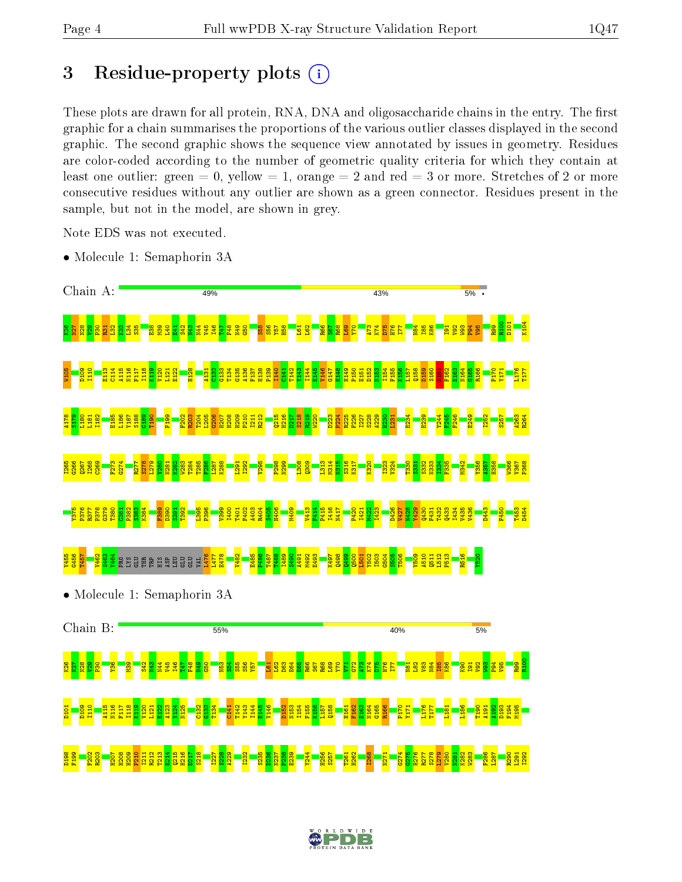# 3 Residue-property plots

These plots are drawn for all protein, RNA, DNA and oligosaccharide chains in the entry. The first graphic for a chain summarises the proportions of the various outlier classes displayed in the second graphic. The second graphic shows the sequence view annotated by issues in geometry. Residues are color-coded according to the number of geometric quality criteria for which they contain at least one outlier: green = 0, yellow = 1, orange = 2 and red = 3 or more. Stretches of 2 or more consecutive residues without any outlier are shown as a green connector. Residues present in the sample, but not in the model, are shown in grey.

Note EDS was not executed.

- Molecule 1: Semaphorin 3A

Chain A: 49% | 43% | 5% | •

- Molecule 1: Semaphorin 3A

Chain B: 55% | 40% | 5%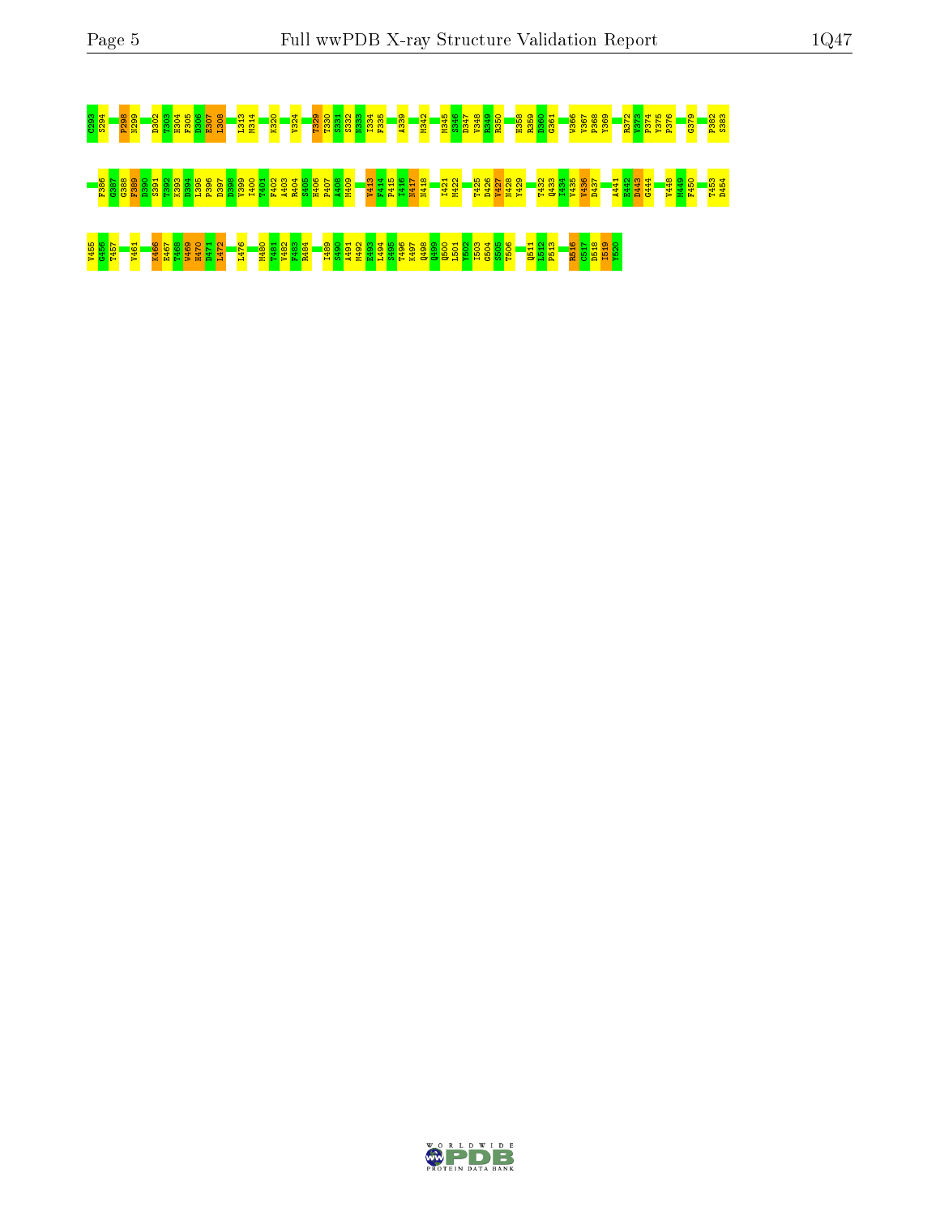C293 S294 P298 N299 D302 T303 H304 F305 D306 E307 L308 L313 M314 K320 V324 T329 T330 S331 S332 N333 I334 F335 A339 M342 M345 S346 D347 V348 K349 R350 H358 R359 D360 G361 W366 V367 P368 Y369 R372 V373 P374 Y375 F376 G379 P382 S383

F386 G387 G388 F389 D390 S391 T392 K393 D394 L395 P396 D397 D398 V399 I400 T401 F402 A403 R404 S405 H406 P407 A408 M409 V413 F414 P415 I416 N417 N418 I421 M422 T425 D426 V427 N428 Y429 T432 Q433 I434 V435 V436 D437 A441 E442 D443 G444 V448 M449 F450 T453 D454

V455 G456 T457 V461 K466 E467 T468 W469 H470 D471 L472 L476 M480 T481 V482 F483 R484 I489 S490 A491 M492 E493 L494 S495 T496 K497 Q498 Q499 Q500 L501 Y502 I503 G504 S505 T506 Q511 L512 P513 R516 C517 D518 I519 Y520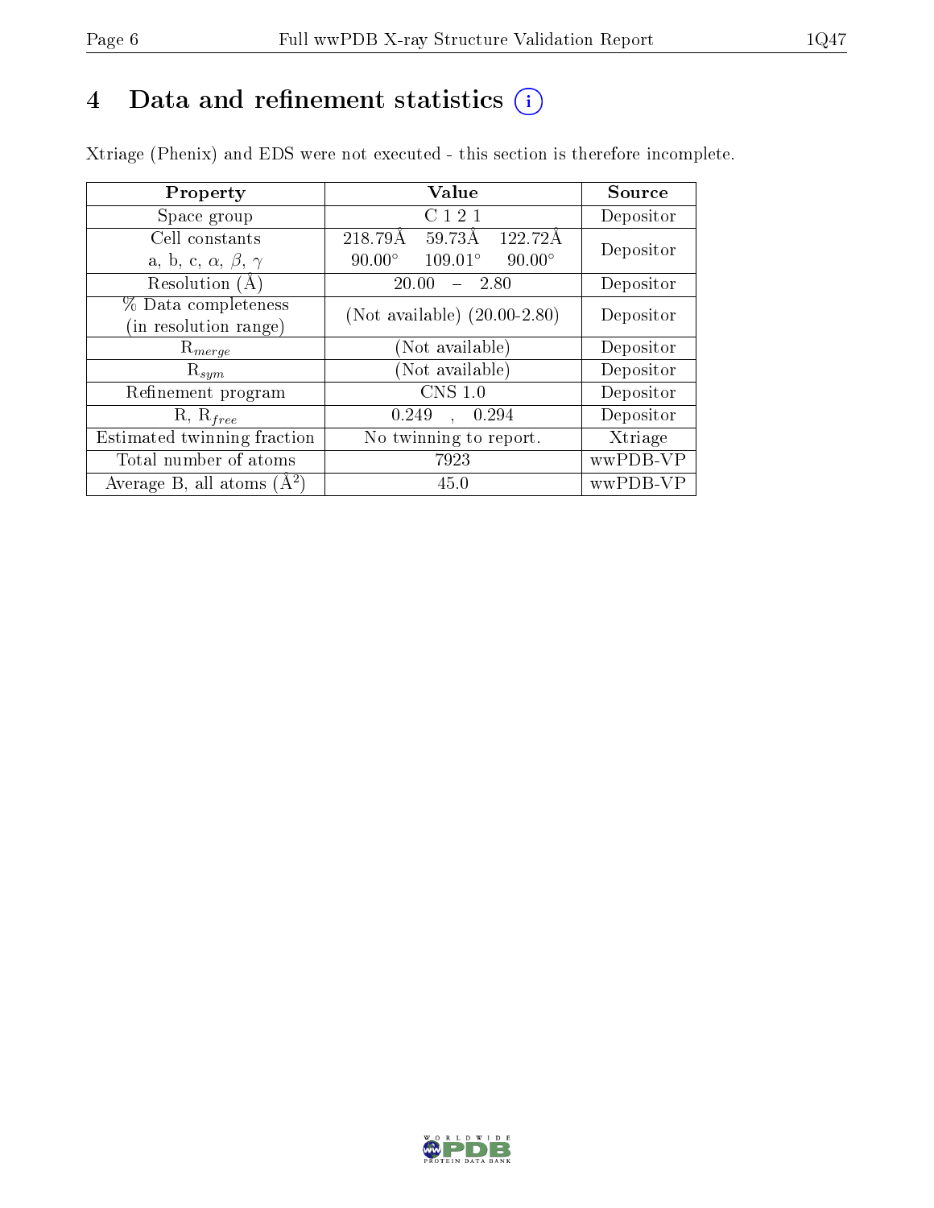# 4 Data and refinement statistics

Xtriage (Phenix) and EDS were not executed - this section is therefore incomplete.

| Property | Value | Source |
|---|---|---|
| Space group | C 1 2 1 | Depositor |
| Cell constants<br>a, b, c, $\alpha$, $\beta$, $\gamma$ | 218.79Å 59.73Å 122.72Å<br>90.00° 109.01° 90.00° | Depositor |
| Resolution (Å) | 20.00 – 2.80 | Depositor |
| % Data completeness<br>(in resolution range) | (Not available) (20.00-2.80) | Depositor |
| $R_{merge}$ | (Not available) | Depositor |
| $R_{sym}$ | (Not available) | Depositor |
| Refinement program | CNS 1.0 | Depositor |
| R, $R_{free}$ | 0.249 , 0.294 | Depositor |
| Estimated twinning fraction | No twinning to report. | Xtriage |
| Total number of atoms | 7923 | wwPDB-VP |
| Average B, all atoms ($Å^2$) | 45.0 | wwPDB-VP |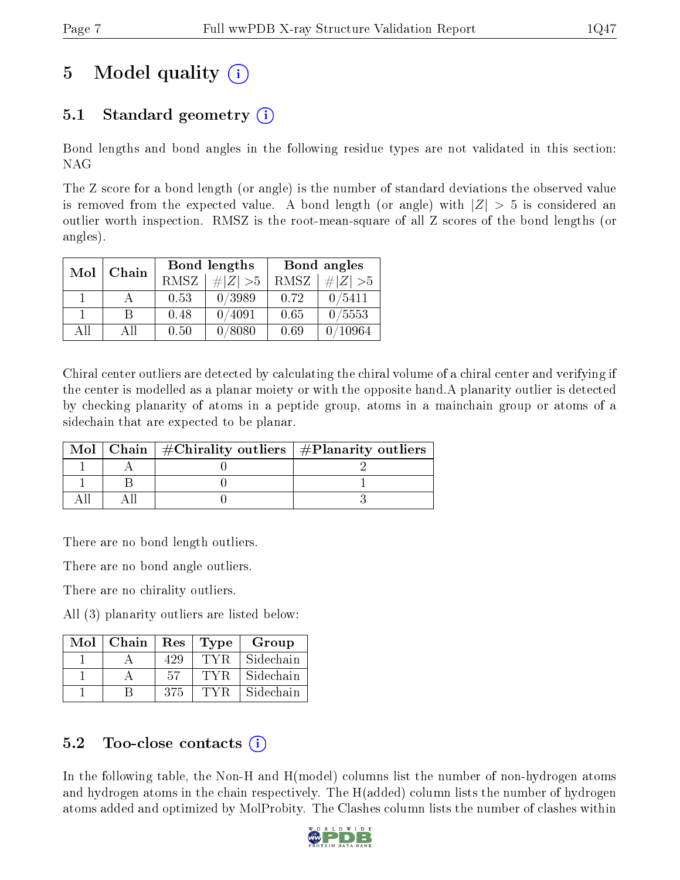# 5 Model quality

## 5.1 Standard geometry

Bond lengths and bond angles in the following residue types are not validated in this section: NAG

The Z score for a bond length (or angle) is the number of standard deviations the observed value is removed from the expected value. A bond length (or angle) with $|Z| > 5$ is considered an outlier worth inspection. RMSZ is the root-mean-square of all Z scores of the bond lengths (or angles).

| Mol | Chain | Bond lengths | | Bond angles | |
|---|---|---|---|---|---|
| | | RMSZ | $\#\|Z\| > 5$ | RMSZ | $\#\|Z\| > 5$ |
| 1 | A | 0.53 | 0/3989 | 0.72 | 0/5411 |
| 1 | B | 0.48 | 0/4091 | 0.65 | 0/5553 |
| All | All | 0.50 | 0/8080 | 0.69 | 0/10964 |

Chiral center outliers are detected by calculating the chiral volume of a chiral center and verifying if the center is modelled as a planar moiety or with the opposite hand.A planarity outlier is detected by checking planarity of atoms in a peptide group, atoms in a mainchain group or atoms of a sidechain that are expected to be planar.

| Mol | Chain | #Chirality outliers | #Planarity outliers |
|---|---|---|---|
| 1 | A | 0 | 2 |
| 1 | B | 0 | 1 |
| All | All | 0 | 3 |

There are no bond length outliers.

There are no bond angle outliers.

There are no chirality outliers.

All (3) planarity outliers are listed below:

| Mol | Chain | Res | Type | Group |
|---|---|---|---|---|
| 1 | A | 429 | TYR | Sidechain |
| 1 | A | 57 | TYR | Sidechain |
| 1 | B | 375 | TYR | Sidechain |

## 5.2 Too-close contacts

In the following table, the Non-H and H(model) columns list the number of non-hydrogen atoms and hydrogen atoms in the chain respectively. The H(added) column lists the number of hydrogen atoms added and optimized by MolProbity. The Clashes column lists the number of clashes within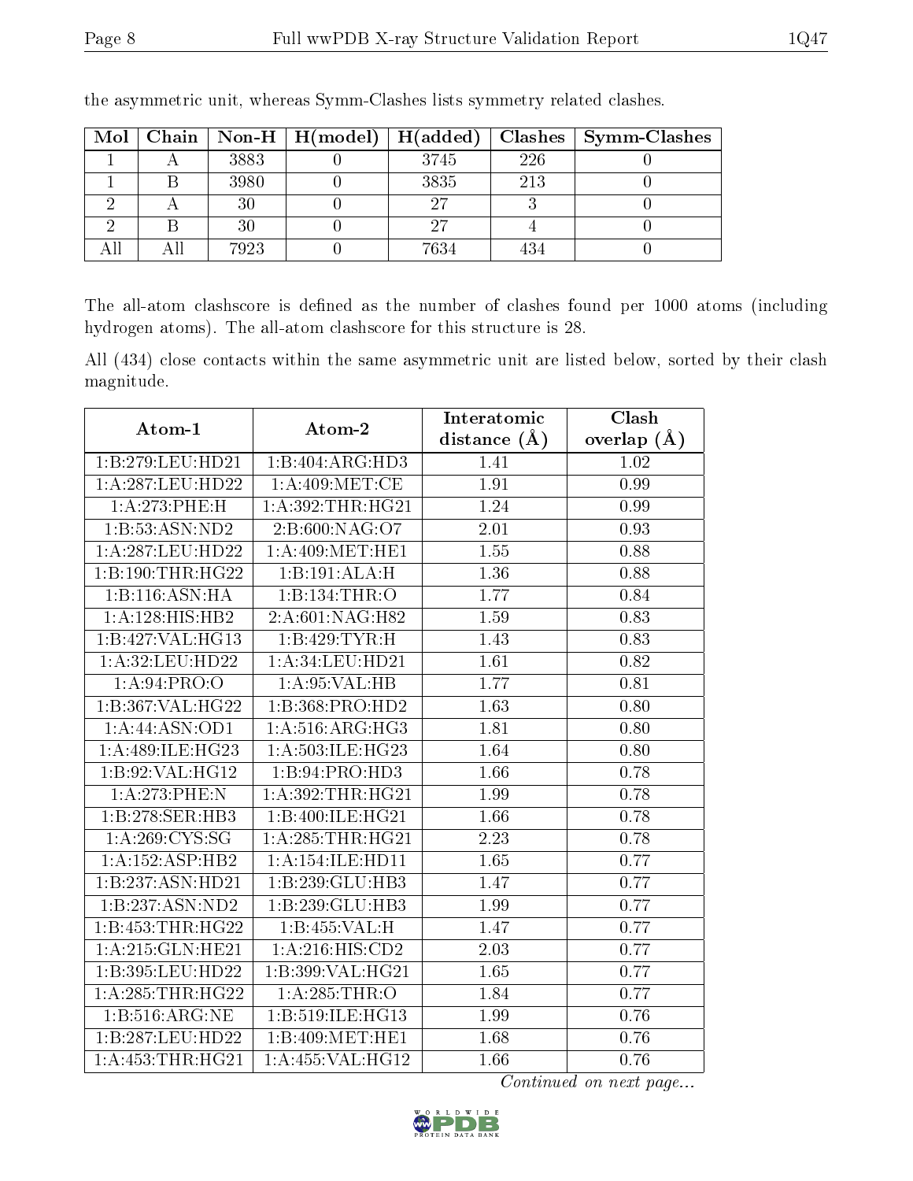the asymmetric unit, whereas Symm-Clashes lists symmetry related clashes.

| Mol | Chain | Non-H | H(model) | H(added) | Clashes | Symm-Clashes |
|---|---|---|---|---|---|---|
| 1 | A | 3883 | 0 | 3745 | 226 | 0 |
| 1 | B | 3980 | 0 | 3835 | 213 | 0 |
| 2 | A | 30 | 0 | 27 | 3 | 0 |
| 2 | B | 30 | 0 | 27 | 4 | 0 |
| All | All | 7923 | 0 | 7634 | 434 | 0 |

The all-atom clashscore is defined as the number of clashes found per 1000 atoms (including hydrogen atoms). The all-atom clashscore for this structure is 28.

All (434) close contacts within the same asymmetric unit are listed below, sorted by their clash magnitude.

| Atom-1 | Atom-2 | Interatomic distance (Å) | Clash overlap (Å) |
|---|---|---|---|
| 1:B:279:LEU:HD21 | 1:B:404:ARG:HD3 | 1.41 | 1.02 |
| 1:A:287:LEU:HD22 | 1:A:409:MET:CE | 1.91 | 0.99 |
| 1:A:273:PHE:H | 1:A:392:THR:HG21 | 1.24 | 0.99 |
| 1:B:53:ASN:ND2 | 2:B:600:NAG:O7 | 2.01 | 0.93 |
| 1:A:287:LEU:HD22 | 1:A:409:MET:HE1 | 1.55 | 0.88 |
| 1:B:190:THR:HG22 | 1:B:191:ALA:H | 1.36 | 0.88 |
| 1:B:116:ASN:HA | 1:B:134:THR:O | 1.77 | 0.84 |
| 1:A:128:HIS:HB2 | 2:A:601:NAG:H82 | 1.59 | 0.83 |
| 1:B:427:VAL:HG13 | 1:B:429:TYR:H | 1.43 | 0.83 |
| 1:A:32:LEU:HD22 | 1:A:34:LEU:HD21 | 1.61 | 0.82 |
| 1:A:94:PRO:O | 1:A:95:VAL:HB | 1.77 | 0.81 |
| 1:B:367:VAL:HG22 | 1:B:368:PRO:HD2 | 1.63 | 0.80 |
| 1:A:44:ASN:OD1 | 1:A:516:ARG:HG3 | 1.81 | 0.80 |
| 1:A:489:ILE:HG23 | 1:A:503:ILE:HG23 | 1.64 | 0.80 |
| 1:B:92:VAL:HG12 | 1:B:94:PRO:HD3 | 1.66 | 0.78 |
| 1:A:273:PHE:N | 1:A:392:THR:HG21 | 1.99 | 0.78 |
| 1:B:278:SER:HB3 | 1:B:400:ILE:HG21 | 1.66 | 0.78 |
| 1:A:269:CYS:SG | 1:A:285:THR:HG21 | 2.23 | 0.78 |
| 1:A:152:ASP:HB2 | 1:A:154:ILE:HD11 | 1.65 | 0.77 |
| 1:B:237:ASN:HD21 | 1:B:239:GLU:HB3 | 1.47 | 0.77 |
| 1:B:237:ASN:ND2 | 1:B:239:GLU:HB3 | 1.99 | 0.77 |
| 1:B:453:THR:HG22 | 1:B:455:VAL:H | 1.47 | 0.77 |
| 1:A:215:GLN:HE21 | 1:A:216:HIS:CD2 | 2.03 | 0.77 |
| 1:B:395:LEU:HD22 | 1:B:399:VAL:HG21 | 1.65 | 0.77 |
| 1:A:285:THR:HG22 | 1:A:285:THR:O | 1.84 | 0.77 |
| 1:B:516:ARG:NE | 1:B:519:ILE:HG13 | 1.99 | 0.76 |
| 1:B:287:LEU:HD22 | 1:B:409:MET:HE1 | 1.68 | 0.76 |
| 1:A:453:THR:HG21 | 1:A:455:VAL:HG12 | 1.66 | 0.76 |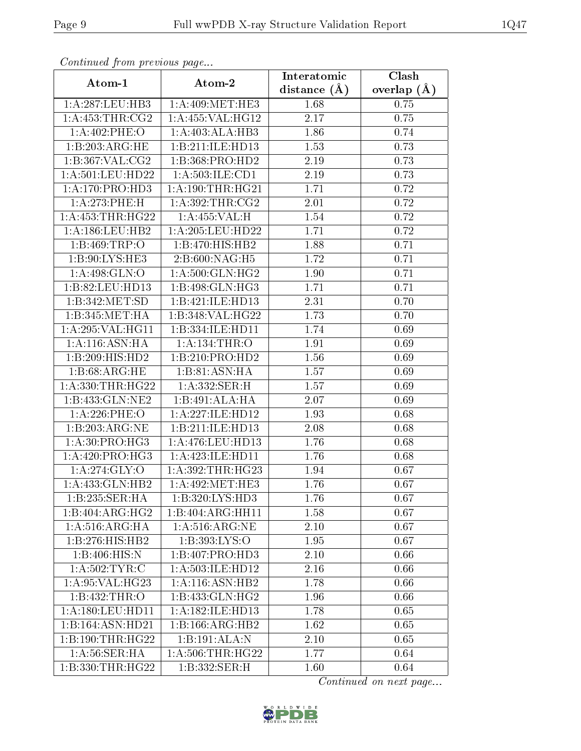*Continued from previous page...*

| Atom-1 | Atom-2 | Interatomic distance (Å) | Clash overlap (Å) |
|---|---|---|---|
| 1:A:287:LEU:HB3 | 1:A:409:MET:HE3 | 1.68 | 0.75 |
| 1:A:453:THR:CG2 | 1:A:455:VAL:HG12 | 2.17 | 0.75 |
| 1:A:402:PHE:O | 1:A:403:ALA:HB3 | 1.86 | 0.74 |
| 1:B:203:ARG:HE | 1:B:211:ILE:HD13 | 1.53 | 0.73 |
| 1:B:367:VAL:CG2 | 1:B:368:PRO:HD2 | 2.19 | 0.73 |
| 1:A:501:LEU:HD22 | 1:A:503:ILE:CD1 | 2.19 | 0.73 |
| 1:A:170:PRO:HD3 | 1:A:190:THR:HG21 | 1.71 | 0.72 |
| 1:A:273:PHE:H | 1:A:392:THR:CG2 | 2.01 | 0.72 |
| 1:A:453:THR:HG22 | 1:A:455:VAL:H | 1.54 | 0.72 |
| 1:A:186:LEU:HB2 | 1:A:205:LEU:HD22 | 1.71 | 0.72 |
| 1:B:469:TRP:O | 1:B:470:HIS:HB2 | 1.88 | 0.71 |
| 1:B:90:LYS:HE3 | 2:B:600:NAG:H5 | 1.72 | 0.71 |
| 1:A:498:GLN:O | 1:A:500:GLN:HG2 | 1.90 | 0.71 |
| 1:B:82:LEU:HD13 | 1:B:498:GLN:HG3 | 1.71 | 0.71 |
| 1:B:342:MET:SD | 1:B:421:ILE:HD13 | 2.31 | 0.70 |
| 1:B:345:MET:HA | 1:B:348:VAL:HG22 | 1.73 | 0.70 |
| 1:A:295:VAL:HG11 | 1:B:334:ILE:HD11 | 1.74 | 0.69 |
| 1:A:116:ASN:HA | 1:A:134:THR:O | 1.91 | 0.69 |
| 1:B:209:HIS:HD2 | 1:B:210:PRO:HD2 | 1.56 | 0.69 |
| 1:B:68:ARG:HE | 1:B:81:ASN:HA | 1.57 | 0.69 |
| 1:A:330:THR:HG22 | 1:A:332:SER:H | 1.57 | 0.69 |
| 1:B:433:GLN:NE2 | 1:B:491:ALA:HA | 2.07 | 0.69 |
| 1:A:226:PHE:O | 1:A:227:ILE:HD12 | 1.93 | 0.68 |
| 1:B:203:ARG:NE | 1:B:211:ILE:HD13 | 2.08 | 0.68 |
| 1:A:30:PRO:HG3 | 1:A:476:LEU:HD13 | 1.76 | 0.68 |
| 1:A:420:PRO:HG3 | 1:A:423:ILE:HD11 | 1.76 | 0.68 |
| 1:A:274:GLY:O | 1:A:392:THR:HG23 | 1.94 | 0.67 |
| 1:A:433:GLN:HB2 | 1:A:492:MET:HE3 | 1.76 | 0.67 |
| 1:B:235:SER:HA | 1:B:320:LYS:HD3 | 1.76 | 0.67 |
| 1:B:404:ARG:HG2 | 1:B:404:ARG:HH11 | 1.58 | 0.67 |
| 1:A:516:ARG:HA | 1:A:516:ARG:NE | 2.10 | 0.67 |
| 1:B:276:HIS:HB2 | 1:B:393:LYS:O | 1.95 | 0.67 |
| 1:B:406:HIS:N | 1:B:407:PRO:HD3 | 2.10 | 0.66 |
| 1:A:502:TYR:C | 1:A:503:ILE:HD12 | 2.16 | 0.66 |
| 1:A:95:VAL:HG23 | 1:A:116:ASN:HB2 | 1.78 | 0.66 |
| 1:B:432:THR:O | 1:B:433:GLN:HG2 | 1.96 | 0.66 |
| 1:A:180:LEU:HD11 | 1:A:182:ILE:HD13 | 1.78 | 0.65 |
| 1:B:164:ASN:HD21 | 1:B:166:ARG:HB2 | 1.62 | 0.65 |
| 1:B:190:THR:HG22 | 1:B:191:ALA:N | 2.10 | 0.65 |
| 1:A:56:SER:HA | 1:A:506:THR:HG22 | 1.77 | 0.64 |
| 1:B:330:THR:HG22 | 1:B:332:SER:H | 1.60 | 0.64 |

*Continued on next page...*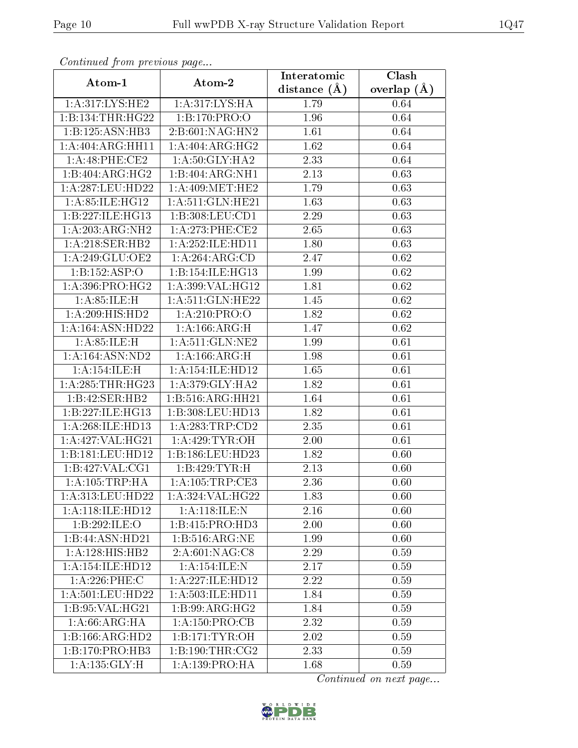*Continued from previous page...*

| Atom-1 | Atom-2 | Interatomic distance (Å) | Clash overlap (Å) |
|---|---|---|---|
| 1:A:317:LYS:HE2 | 1:A:317:LYS:HA | 1.79 | 0.64 |
| 1:B:134:THR:HG22 | 1:B:170:PRO:O | 1.96 | 0.64 |
| 1:B:125:ASN:HB3 | 2:B:601:NAG:HN2 | 1.61 | 0.64 |
| 1:A:404:ARG:HH11 | 1:A:404:ARG:HG2 | 1.62 | 0.64 |
| 1:A:48:PHE:CE2 | 1:A:50:GLY:HA2 | 2.33 | 0.64 |
| 1:B:404:ARG:HG2 | 1:B:404:ARG:NH1 | 2.13 | 0.63 |
| 1:A:287:LEU:HD22 | 1:A:409:MET:HE2 | 1.79 | 0.63 |
| 1:A:85:ILE:HG12 | 1:A:511:GLN:HE21 | 1.63 | 0.63 |
| 1:B:227:ILE:HG13 | 1:B:308:LEU:CD1 | 2.29 | 0.63 |
| 1:A:203:ARG:NH2 | 1:A:273:PHE:CE2 | 2.65 | 0.63 |
| 1:A:218:SER:HB2 | 1:A:252:ILE:HD11 | 1.80 | 0.63 |
| 1:A:249:GLU:OE2 | 1:A:264:ARG:CD | 2.47 | 0.62 |
| 1:B:152:ASP:O | 1:B:154:ILE:HG13 | 1.99 | 0.62 |
| 1:A:396:PRO:HG2 | 1:A:399:VAL:HG12 | 1.81 | 0.62 |
| 1:A:85:ILE:H | 1:A:511:GLN:HE22 | 1.45 | 0.62 |
| 1:A:209:HIS:HD2 | 1:A:210:PRO:O | 1.82 | 0.62 |
| 1:A:164:ASN:HD22 | 1:A:166:ARG:H | 1.47 | 0.62 |
| 1:A:85:ILE:H | 1:A:511:GLN:NE2 | 1.99 | 0.61 |
| 1:A:164:ASN:ND2 | 1:A:166:ARG:H | 1.98 | 0.61 |
| 1:A:154:ILE:H | 1:A:154:ILE:HD12 | 1.65 | 0.61 |
| 1:A:285:THR:HG23 | 1:A:379:GLY:HA2 | 1.82 | 0.61 |
| 1:B:42:SER:HB2 | 1:B:516:ARG:HH21 | 1.64 | 0.61 |
| 1:B:227:ILE:HG13 | 1:B:308:LEU:HD13 | 1.82 | 0.61 |
| 1:A:268:ILE:HD13 | 1:A:283:TRP:CD2 | 2.35 | 0.61 |
| 1:A:427:VAL:HG21 | 1:A:429:TYR:OH | 2.00 | 0.61 |
| 1:B:181:LEU:HD12 | 1:B:186:LEU:HD23 | 1.82 | 0.60 |
| 1:B:427:VAL:CG1 | 1:B:429:TYR:H | 2.13 | 0.60 |
| 1:A:105:TRP:HA | 1:A:105:TRP:CE3 | 2.36 | 0.60 |
| 1:A:313:LEU:HD22 | 1:A:324:VAL:HG22 | 1.83 | 0.60 |
| 1:A:118:ILE:HD12 | 1:A:118:ILE:N | 2.16 | 0.60 |
| 1:B:292:ILE:O | 1:B:415:PRO:HD3 | 2.00 | 0.60 |
| 1:B:44:ASN:HD21 | 1:B:516:ARG:NE | 1.99 | 0.60 |
| 1:A:128:HIS:HB2 | 2:A:601:NAG:C8 | 2.29 | 0.59 |
| 1:A:154:ILE:HD12 | 1:A:154:ILE:N | 2.17 | 0.59 |
| 1:A:226:PHE:C | 1:A:227:ILE:HD12 | 2.22 | 0.59 |
| 1:A:501:LEU:HD22 | 1:A:503:ILE:HD11 | 1.84 | 0.59 |
| 1:B:95:VAL:HG21 | 1:B:99:ARG:HG2 | 1.84 | 0.59 |
| 1:A:66:ARG:HA | 1:A:150:PRO:CB | 2.32 | 0.59 |
| 1:B:166:ARG:HD2 | 1:B:171:TYR:OH | 2.02 | 0.59 |
| 1:B:170:PRO:HB3 | 1:B:190:THR:CG2 | 2.33 | 0.59 |
| 1:A:135:GLY:H | 1:A:139:PRO:HA | 1.68 | 0.59 |

*Continued on next page...*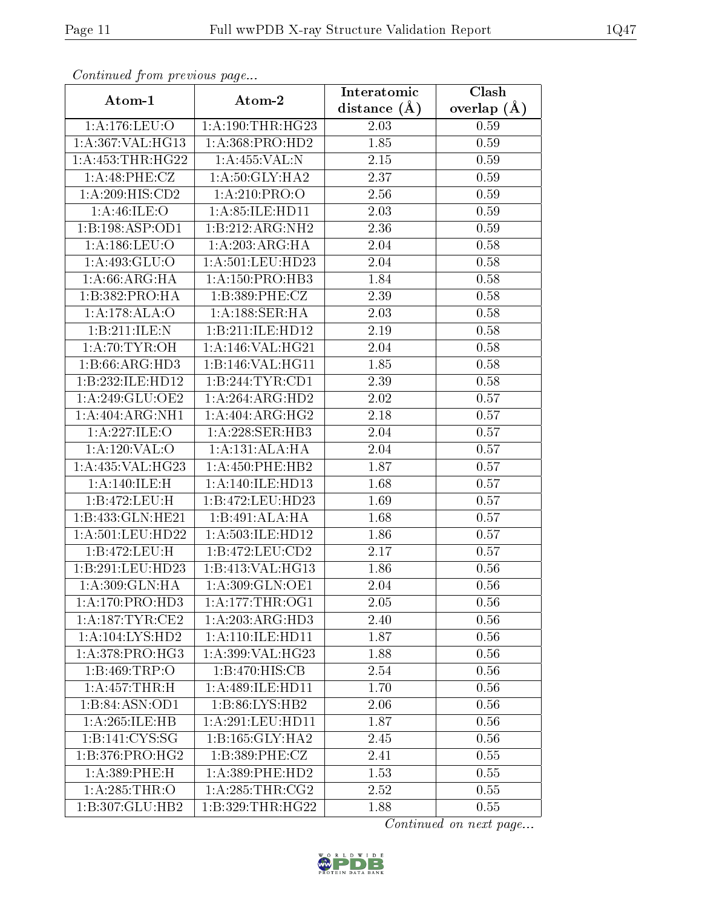*Continued from previous page...*

| Atom-1 | Atom-2 | Interatomic distance (Å) | Clash overlap (Å) |
|---|---|---|---|
| 1:A:176:LEU:O | 1:A:190:THR:HG23 | 2.03 | 0.59 |
| 1:A:367:VAL:HG13 | 1:A:368:PRO:HD2 | 1.85 | 0.59 |
| 1:A:453:THR:HG22 | 1:A:455:VAL:N | 2.15 | 0.59 |
| 1:A:48:PHE:CZ | 1:A:50:GLY:HA2 | 2.37 | 0.59 |
| 1:A:209:HIS:CD2 | 1:A:210:PRO:O | 2.56 | 0.59 |
| 1:A:46:ILE:O | 1:A:85:ILE:HD11 | 2.03 | 0.59 |
| 1:B:198:ASP:OD1 | 1:B:212:ARG:NH2 | 2.36 | 0.59 |
| 1:A:186:LEU:O | 1:A:203:ARG:HA | 2.04 | 0.58 |
| 1:A:493:GLU:O | 1:A:501:LEU:HD23 | 2.04 | 0.58 |
| 1:A:66:ARG:HA | 1:A:150:PRO:HB3 | 1.84 | 0.58 |
| 1:B:382:PRO:HA | 1:B:389:PHE:CZ | 2.39 | 0.58 |
| 1:A:178:ALA:O | 1:A:188:SER:HA | 2.03 | 0.58 |
| 1:B:211:ILE:N | 1:B:211:ILE:HD12 | 2.19 | 0.58 |
| 1:A:70:TYR:OH | 1:A:146:VAL:HG21 | 2.04 | 0.58 |
| 1:B:66:ARG:HD3 | 1:B:146:VAL:HG11 | 1.85 | 0.58 |
| 1:B:232:ILE:HD12 | 1:B:244:TYR:CD1 | 2.39 | 0.58 |
| 1:A:249:GLU:OE2 | 1:A:264:ARG:HD2 | 2.02 | 0.57 |
| 1:A:404:ARG:NH1 | 1:A:404:ARG:HG2 | 2.18 | 0.57 |
| 1:A:227:ILE:O | 1:A:228:SER:HB3 | 2.04 | 0.57 |
| 1:A:120:VAL:O | 1:A:131:ALA:HA | 2.04 | 0.57 |
| 1:A:435:VAL:HG23 | 1:A:450:PHE:HB2 | 1.87 | 0.57 |
| 1:A:140:ILE:H | 1:A:140:ILE:HD13 | 1.68 | 0.57 |
| 1:B:472:LEU:H | 1:B:472:LEU:HD23 | 1.69 | 0.57 |
| 1:B:433:GLN:HE21 | 1:B:491:ALA:HA | 1.68 | 0.57 |
| 1:A:501:LEU:HD22 | 1:A:503:ILE:HD12 | 1.86 | 0.57 |
| 1:B:472:LEU:H | 1:B:472:LEU:CD2 | 2.17 | 0.57 |
| 1:B:291:LEU:HD23 | 1:B:413:VAL:HG13 | 1.86 | 0.56 |
| 1:A:309:GLN:HA | 1:A:309:GLN:OE1 | 2.04 | 0.56 |
| 1:A:170:PRO:HD3 | 1:A:177:THR:OG1 | 2.05 | 0.56 |
| 1:A:187:TYR:CE2 | 1:A:203:ARG:HD3 | 2.40 | 0.56 |
| 1:A:104:LYS:HD2 | 1:A:110:ILE:HD11 | 1.87 | 0.56 |
| 1:A:378:PRO:HG3 | 1:A:399:VAL:HG23 | 1.88 | 0.56 |
| 1:B:469:TRP:O | 1:B:470:HIS:CB | 2.54 | 0.56 |
| 1:A:457:THR:H | 1:A:489:ILE:HD11 | 1.70 | 0.56 |
| 1:B:84:ASN:OD1 | 1:B:86:LYS:HB2 | 2.06 | 0.56 |
| 1:A:265:ILE:HB | 1:A:291:LEU:HD11 | 1.87 | 0.56 |
| 1:B:141:CYS:SG | 1:B:165:GLY:HA2 | 2.45 | 0.56 |
| 1:B:376:PRO:HG2 | 1:B:389:PHE:CZ | 2.41 | 0.55 |
| 1:A:389:PHE:H | 1:A:389:PHE:HD2 | 1.53 | 0.55 |
| 1:A:285:THR:O | 1:A:285:THR:CG2 | 2.52 | 0.55 |
| 1:B:307:GLU:HB2 | 1:B:329:THR:HG22 | 1.88 | 0.55 |

*Continued on next page...*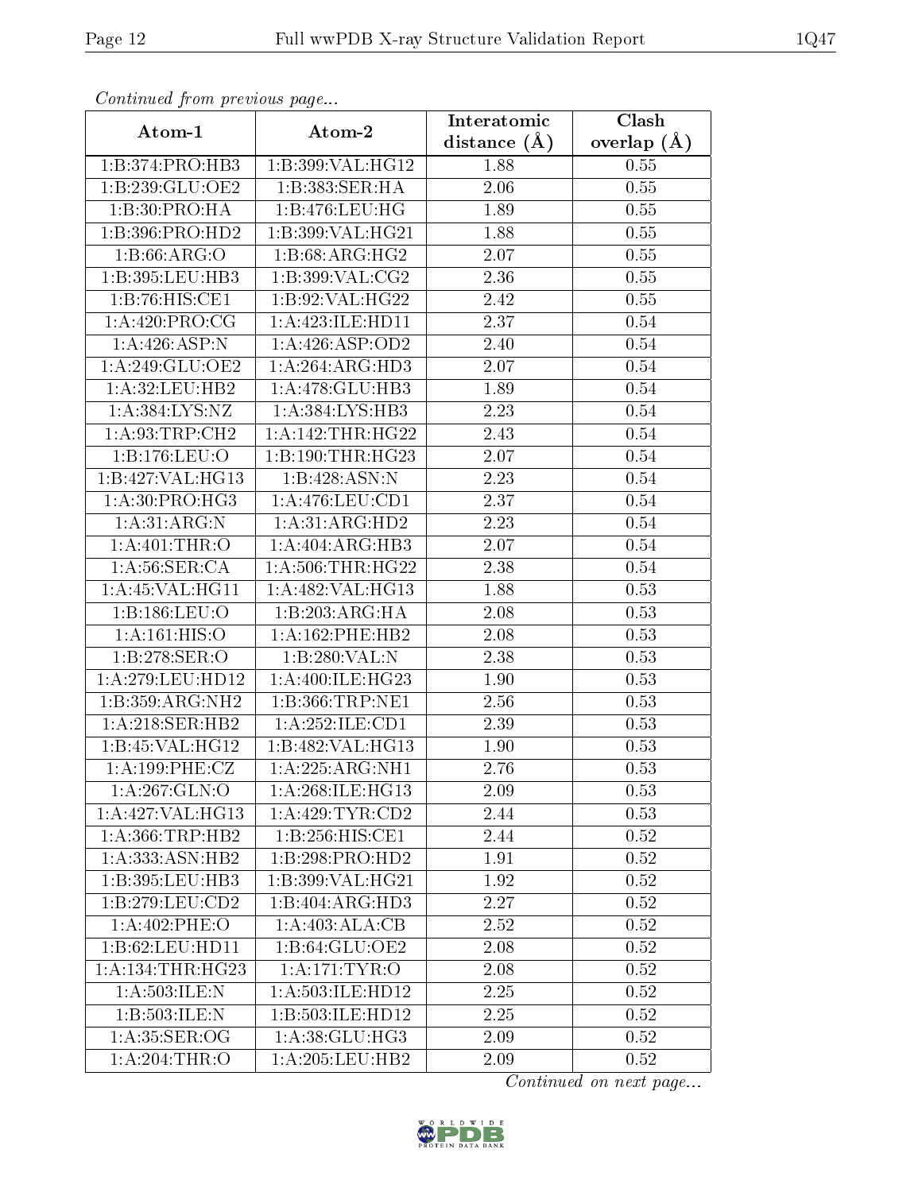*Continued from previous page...*

| Atom-1 | Atom-2 | Interatomic distance (Å) | Clash overlap (Å) |
|---|---|---|---|
| 1:B:374:PRO:HB3 | 1:B:399:VAL:HG12 | 1.88 | 0.55 |
| 1:B:239:GLU:OE2 | 1:B:383:SER:HA | 2.06 | 0.55 |
| 1:B:30:PRO:HA | 1:B:476:LEU:HG | 1.89 | 0.55 |
| 1:B:396:PRO:HD2 | 1:B:399:VAL:HG21 | 1.88 | 0.55 |
| 1:B:66:ARG:O | 1:B:68:ARG:HG2 | 2.07 | 0.55 |
| 1:B:395:LEU:HB3 | 1:B:399:VAL:CG2 | 2.36 | 0.55 |
| 1:B:76:HIS:CE1 | 1:B:92:VAL:HG22 | 2.42 | 0.55 |
| 1:A:420:PRO:CG | 1:A:423:ILE:HD11 | 2.37 | 0.54 |
| 1:A:426:ASP:N | 1:A:426:ASP:OD2 | 2.40 | 0.54 |
| 1:A:249:GLU:OE2 | 1:A:264:ARG:HD3 | 2.07 | 0.54 |
| 1:A:32:LEU:HB2 | 1:A:478:GLU:HB3 | 1.89 | 0.54 |
| 1:A:384:LYS:NZ | 1:A:384:LYS:HB3 | 2.23 | 0.54 |
| 1:A:93:TRP:CH2 | 1:A:142:THR:HG22 | 2.43 | 0.54 |
| 1:B:176:LEU:O | 1:B:190:THR:HG23 | 2.07 | 0.54 |
| 1:B:427:VAL:HG13 | 1:B:428:ASN:N | 2.23 | 0.54 |
| 1:A:30:PRO:HG3 | 1:A:476:LEU:CD1 | 2.37 | 0.54 |
| 1:A:31:ARG:N | 1:A:31:ARG:HD2 | 2.23 | 0.54 |
| 1:A:401:THR:O | 1:A:404:ARG:HB3 | 2.07 | 0.54 |
| 1:A:56:SER:CA | 1:A:506:THR:HG22 | 2.38 | 0.54 |
| 1:A:45:VAL:HG11 | 1:A:482:VAL:HG13 | 1.88 | 0.53 |
| 1:B:186:LEU:O | 1:B:203:ARG:HA | 2.08 | 0.53 |
| 1:A:161:HIS:O | 1:A:162:PHE:HB2 | 2.08 | 0.53 |
| 1:B:278:SER:O | 1:B:280:VAL:N | 2.38 | 0.53 |
| 1:A:279:LEU:HD12 | 1:A:400:ILE:HG23 | 1.90 | 0.53 |
| 1:B:359:ARG:NH2 | 1:B:366:TRP:NE1 | 2.56 | 0.53 |
| 1:A:218:SER:HB2 | 1:A:252:ILE:CD1 | 2.39 | 0.53 |
| 1:B:45:VAL:HG12 | 1:B:482:VAL:HG13 | 1.90 | 0.53 |
| 1:A:199:PHE:CZ | 1:A:225:ARG:NH1 | 2.76 | 0.53 |
| 1:A:267:GLN:O | 1:A:268:ILE:HG13 | 2.09 | 0.53 |
| 1:A:427:VAL:HG13 | 1:A:429:TYR:CD2 | 2.44 | 0.53 |
| 1:A:366:TRP:HB2 | 1:B:256:HIS:CE1 | 2.44 | 0.52 |
| 1:A:333:ASN:HB2 | 1:B:298:PRO:HD2 | 1.91 | 0.52 |
| 1:B:395:LEU:HB3 | 1:B:399:VAL:HG21 | 1.92 | 0.52 |
| 1:B:279:LEU:CD2 | 1:B:404:ARG:HD3 | 2.27 | 0.52 |
| 1:A:402:PHE:O | 1:A:403:ALA:CB | 2.52 | 0.52 |
| 1:B:62:LEU:HD11 | 1:B:64:GLU:OE2 | 2.08 | 0.52 |
| 1:A:134:THR:HG23 | 1:A:171:TYR:O | 2.08 | 0.52 |
| 1:A:503:ILE:N | 1:A:503:ILE:HD12 | 2.25 | 0.52 |
| 1:B:503:ILE:N | 1:B:503:ILE:HD12 | 2.25 | 0.52 |
| 1:A:35:SER:OG | 1:A:38:GLU:HG3 | 2.09 | 0.52 |
| 1:A:204:THR:O | 1:A:205:LEU:HB2 | 2.09 | 0.52 |

*Continued on next page...*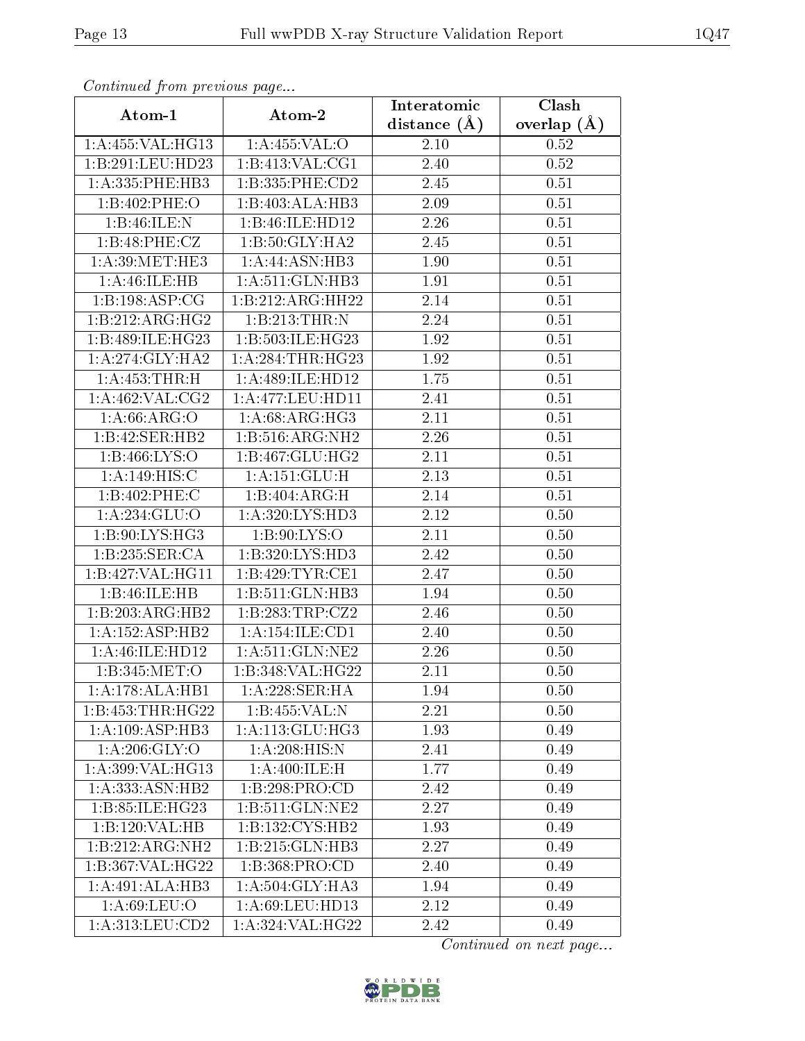*Continued from previous page...*

| Atom-1 | Atom-2 | Interatomic distance (Å) | Clash overlap (Å) |
|---|---|---|---|
| 1:A:455:VAL:HG13 | 1:A:455:VAL:O | 2.10 | 0.52 |
| 1:B:291:LEU:HD23 | 1:B:413:VAL:CG1 | 2.40 | 0.52 |
| 1:A:335:PHE:HB3 | 1:B:335:PHE:CD2 | 2.45 | 0.51 |
| 1:B:402:PHE:O | 1:B:403:ALA:HB3 | 2.09 | 0.51 |
| 1:B:46:ILE:N | 1:B:46:ILE:HD12 | 2.26 | 0.51 |
| 1:B:48:PHE:CZ | 1:B:50:GLY:HA2 | 2.45 | 0.51 |
| 1:A:39:MET:HE3 | 1:A:44:ASN:HB3 | 1.90 | 0.51 |
| 1:A:46:ILE:HB | 1:A:511:GLN:HB3 | 1.91 | 0.51 |
| 1:B:198:ASP:CG | 1:B:212:ARG:HH22 | 2.14 | 0.51 |
| 1:B:212:ARG:HG2 | 1:B:213:THR:N | 2.24 | 0.51 |
| 1:B:489:ILE:HG23 | 1:B:503:ILE:HG23 | 1.92 | 0.51 |
| 1:A:274:GLY:HA2 | 1:A:284:THR:HG23 | 1.92 | 0.51 |
| 1:A:453:THR:H | 1:A:489:ILE:HD12 | 1.75 | 0.51 |
| 1:A:462:VAL:CG2 | 1:A:477:LEU:HD11 | 2.41 | 0.51 |
| 1:A:66:ARG:O | 1:A:68:ARG:HG3 | 2.11 | 0.51 |
| 1:B:42:SER:HB2 | 1:B:516:ARG:NH2 | 2.26 | 0.51 |
| 1:B:466:LYS:O | 1:B:467:GLU:HG2 | 2.11 | 0.51 |
| 1:A:149:HIS:C | 1:A:151:GLU:H | 2.13 | 0.51 |
| 1:B:402:PHE:C | 1:B:404:ARG:H | 2.14 | 0.51 |
| 1:A:234:GLU:O | 1:A:320:LYS:HD3 | 2.12 | 0.50 |
| 1:B:90:LYS:HG3 | 1:B:90:LYS:O | 2.11 | 0.50 |
| 1:B:235:SER:CA | 1:B:320:LYS:HD3 | 2.42 | 0.50 |
| 1:B:427:VAL:HG11 | 1:B:429:TYR:CE1 | 2.47 | 0.50 |
| 1:B:46:ILE:HB | 1:B:511:GLN:HB3 | 1.94 | 0.50 |
| 1:B:203:ARG:HB2 | 1:B:283:TRP:CZ2 | 2.46 | 0.50 |
| 1:A:152:ASP:HB2 | 1:A:154:ILE:CD1 | 2.40 | 0.50 |
| 1:A:46:ILE:HD12 | 1:A:511:GLN:NE2 | 2.26 | 0.50 |
| 1:B:345:MET:O | 1:B:348:VAL:HG22 | 2.11 | 0.50 |
| 1:A:178:ALA:HB1 | 1:A:228:SER:HA | 1.94 | 0.50 |
| 1:B:453:THR:HG22 | 1:B:455:VAL:N | 2.21 | 0.50 |
| 1:A:109:ASP:HB3 | 1:A:113:GLU:HG3 | 1.93 | 0.49 |
| 1:A:206:GLY:O | 1:A:208:HIS:N | 2.41 | 0.49 |
| 1:A:399:VAL:HG13 | 1:A:400:ILE:H | 1.77 | 0.49 |
| 1:A:333:ASN:HB2 | 1:B:298:PRO:CD | 2.42 | 0.49 |
| 1:B:85:ILE:HG23 | 1:B:511:GLN:NE2 | 2.27 | 0.49 |
| 1:B:120:VAL:HB | 1:B:132:CYS:HB2 | 1.93 | 0.49 |
| 1:B:212:ARG:NH2 | 1:B:215:GLN:HB3 | 2.27 | 0.49 |
| 1:B:367:VAL:HG22 | 1:B:368:PRO:CD | 2.40 | 0.49 |
| 1:A:491:ALA:HB3 | 1:A:504:GLY:HA3 | 1.94 | 0.49 |
| 1:A:69:LEU:O | 1:A:69:LEU:HD13 | 2.12 | 0.49 |
| 1:A:313:LEU:CD2 | 1:A:324:VAL:HG22 | 2.42 | 0.49 |

*Continued on next page...*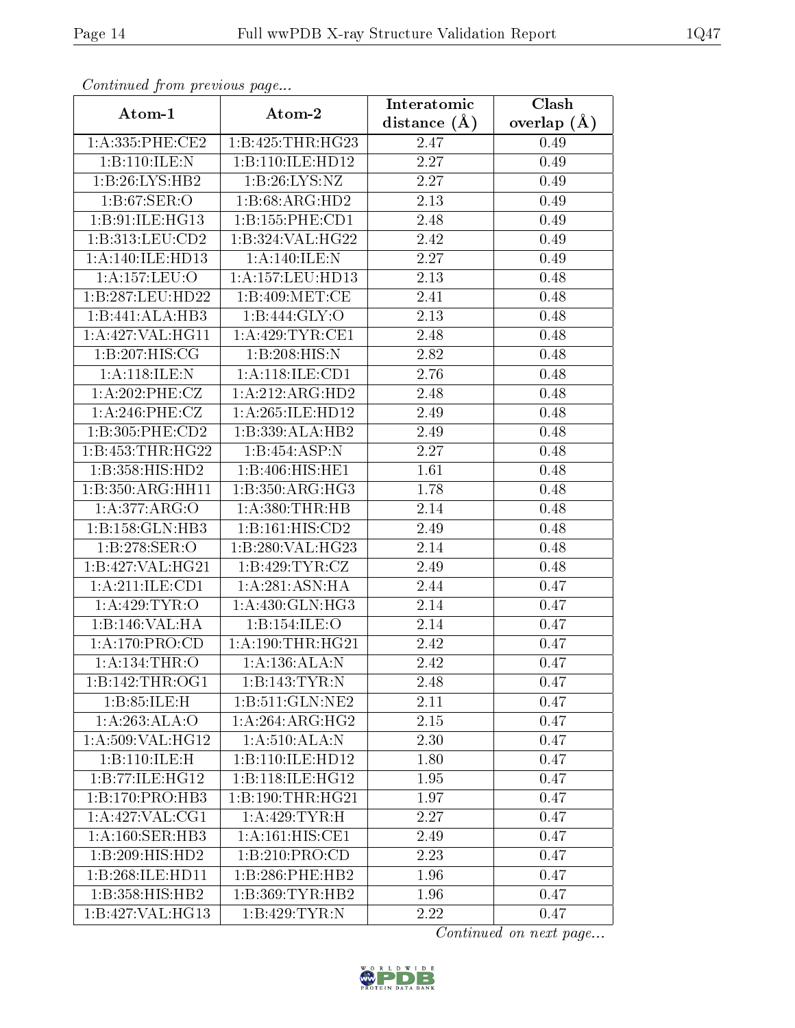*Continued from previous page...*

| Atom-1 | Atom-2 | Interatomic distance (Å) | Clash overlap (Å) |
|---|---|---|---|
| 1:A:335:PHE:CE2 | 1:B:425:THR:HG23 | 2.47 | 0.49 |
| 1:B:110:ILE:N | 1:B:110:ILE:HD12 | 2.27 | 0.49 |
| 1:B:26:LYS:HB2 | 1:B:26:LYS:NZ | 2.27 | 0.49 |
| 1:B:67:SER:O | 1:B:68:ARG:HD2 | 2.13 | 0.49 |
| 1:B:91:ILE:HG13 | 1:B:155:PHE:CD1 | 2.48 | 0.49 |
| 1:B:313:LEU:CD2 | 1:B:324:VAL:HG22 | 2.42 | 0.49 |
| 1:A:140:ILE:HD13 | 1:A:140:ILE:N | 2.27 | 0.49 |
| 1:A:157:LEU:O | 1:A:157:LEU:HD13 | 2.13 | 0.48 |
| 1:B:287:LEU:HD22 | 1:B:409:MET:CE | 2.41 | 0.48 |
| 1:B:441:ALA:HB3 | 1:B:444:GLY:O | 2.13 | 0.48 |
| 1:A:427:VAL:HG11 | 1:A:429:TYR:CE1 | 2.48 | 0.48 |
| 1:B:207:HIS:CG | 1:B:208:HIS:N | 2.82 | 0.48 |
| 1:A:118:ILE:N | 1:A:118:ILE:CD1 | 2.76 | 0.48 |
| 1:A:202:PHE:CZ | 1:A:212:ARG:HD2 | 2.48 | 0.48 |
| 1:A:246:PHE:CZ | 1:A:265:ILE:HD12 | 2.49 | 0.48 |
| 1:B:305:PHE:CD2 | 1:B:339:ALA:HB2 | 2.49 | 0.48 |
| 1:B:453:THR:HG22 | 1:B:454:ASP:N | 2.27 | 0.48 |
| 1:B:358:HIS:HD2 | 1:B:406:HIS:HE1 | 1.61 | 0.48 |
| 1:B:350:ARG:HH11 | 1:B:350:ARG:HG3 | 1.78 | 0.48 |
| 1:A:377:ARG:O | 1:A:380:THR:HB | 2.14 | 0.48 |
| 1:B:158:GLN:HB3 | 1:B:161:HIS:CD2 | 2.49 | 0.48 |
| 1:B:278:SER:O | 1:B:280:VAL:HG23 | 2.14 | 0.48 |
| 1:B:427:VAL:HG21 | 1:B:429:TYR:CZ | 2.49 | 0.48 |
| 1:A:211:ILE:CD1 | 1:A:281:ASN:HA | 2.44 | 0.47 |
| 1:A:429:TYR:O | 1:A:430:GLN:HG3 | 2.14 | 0.47 |
| 1:B:146:VAL:HA | 1:B:154:ILE:O | 2.14 | 0.47 |
| 1:A:170:PRO:CD | 1:A:190:THR:HG21 | 2.42 | 0.47 |
| 1:A:134:THR:O | 1:A:136:ALA:N | 2.42 | 0.47 |
| 1:B:142:THR:OG1 | 1:B:143:TYR:N | 2.48 | 0.47 |
| 1:B:85:ILE:H | 1:B:511:GLN:NE2 | 2.11 | 0.47 |
| 1:A:263:ALA:O | 1:A:264:ARG:HG2 | 2.15 | 0.47 |
| 1:A:509:VAL:HG12 | 1:A:510:ALA:N | 2.30 | 0.47 |
| 1:B:110:ILE:H | 1:B:110:ILE:HD12 | 1.80 | 0.47 |
| 1:B:77:ILE:HG12 | 1:B:118:ILE:HG12 | 1.95 | 0.47 |
| 1:B:170:PRO:HB3 | 1:B:190:THR:HG21 | 1.97 | 0.47 |
| 1:A:427:VAL:CG1 | 1:A:429:TYR:H | 2.27 | 0.47 |
| 1:A:160:SER:HB3 | 1:A:161:HIS:CE1 | 2.49 | 0.47 |
| 1:B:209:HIS:HD2 | 1:B:210:PRO:CD | 2.23 | 0.47 |
| 1:B:268:ILE:HD11 | 1:B:286:PHE:HB2 | 1.96 | 0.47 |
| 1:B:358:HIS:HB2 | 1:B:369:TYR:HB2 | 1.96 | 0.47 |
| 1:B:427:VAL:HG13 | 1:B:429:TYR:N | 2.22 | 0.47 |

*Continued on next page...*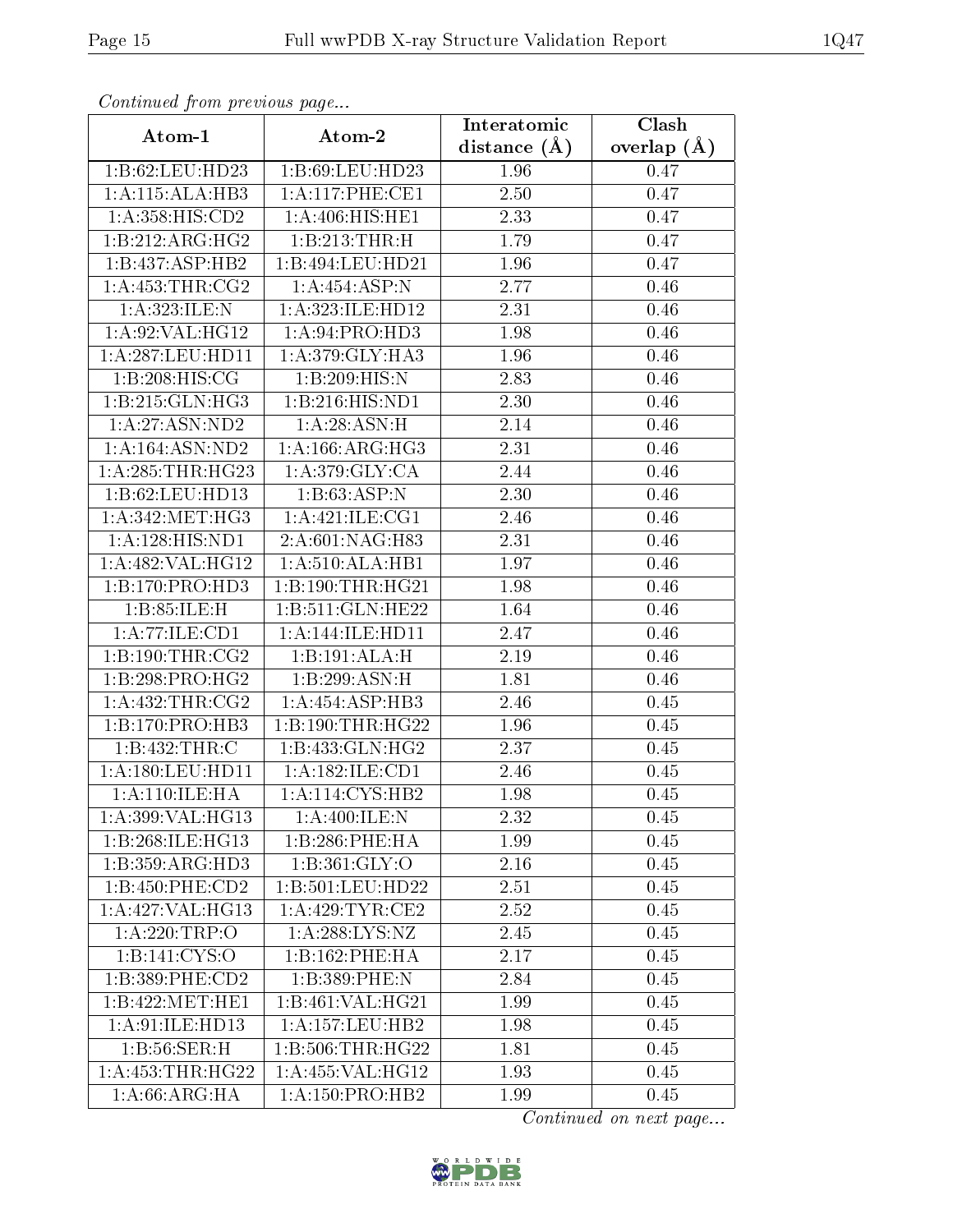*Continued from previous page...*

| Atom-1 | Atom-2 | Interatomic distance (Å) | Clash overlap (Å) |
|---|---|---|---|
| 1:B:62:LEU:HD23 | 1:B:69:LEU:HD23 | 1.96 | 0.47 |
| 1:A:115:ALA:HB3 | 1:A:117:PHE:CE1 | 2.50 | 0.47 |
| 1:A:358:HIS:CD2 | 1:A:406:HIS:HE1 | 2.33 | 0.47 |
| 1:B:212:ARG:HG2 | 1:B:213:THR:H | 1.79 | 0.47 |
| 1:B:437:ASP:HB2 | 1:B:494:LEU:HD21 | 1.96 | 0.47 |
| 1:A:453:THR:CG2 | 1:A:454:ASP:N | 2.77 | 0.46 |
| 1:A:323:ILE:N | 1:A:323:ILE:HD12 | 2.31 | 0.46 |
| 1:A:92:VAL:HG12 | 1:A:94:PRO:HD3 | 1.98 | 0.46 |
| 1:A:287:LEU:HD11 | 1:A:379:GLY:HA3 | 1.96 | 0.46 |
| 1:B:208:HIS:CG | 1:B:209:HIS:N | 2.83 | 0.46 |
| 1:B:215:GLN:HG3 | 1:B:216:HIS:ND1 | 2.30 | 0.46 |
| 1:A:27:ASN:ND2 | 1:A:28:ASN:H | 2.14 | 0.46 |
| 1:A:164:ASN:ND2 | 1:A:166:ARG:HG3 | 2.31 | 0.46 |
| 1:A:285:THR:HG23 | 1:A:379:GLY:CA | 2.44 | 0.46 |
| 1:B:62:LEU:HD13 | 1:B:63:ASP:N | 2.30 | 0.46 |
| 1:A:342:MET:HG3 | 1:A:421:ILE:CG1 | 2.46 | 0.46 |
| 1:A:128:HIS:ND1 | 2:A:601:NAG:H83 | 2.31 | 0.46 |
| 1:A:482:VAL:HG12 | 1:A:510:ALA:HB1 | 1.97 | 0.46 |
| 1:B:170:PRO:HD3 | 1:B:190:THR:HG21 | 1.98 | 0.46 |
| 1:B:85:ILE:H | 1:B:511:GLN:HE22 | 1.64 | 0.46 |
| 1:A:77:ILE:CD1 | 1:A:144:ILE:HD11 | 2.47 | 0.46 |
| 1:B:190:THR:CG2 | 1:B:191:ALA:H | 2.19 | 0.46 |
| 1:B:298:PRO:HG2 | 1:B:299:ASN:H | 1.81 | 0.46 |
| 1:A:432:THR:CG2 | 1:A:454:ASP:HB3 | 2.46 | 0.45 |
| 1:B:170:PRO:HB3 | 1:B:190:THR:HG22 | 1.96 | 0.45 |
| 1:B:432:THR:C | 1:B:433:GLN:HG2 | 2.37 | 0.45 |
| 1:A:180:LEU:HD11 | 1:A:182:ILE:CD1 | 2.46 | 0.45 |
| 1:A:110:ILE:HA | 1:A:114:CYS:HB2 | 1.98 | 0.45 |
| 1:A:399:VAL:HG13 | 1:A:400:ILE:N | 2.32 | 0.45 |
| 1:B:268:ILE:HG13 | 1:B:286:PHE:HA | 1.99 | 0.45 |
| 1:B:359:ARG:HD3 | 1:B:361:GLY:O | 2.16 | 0.45 |
| 1:B:450:PHE:CD2 | 1:B:501:LEU:HD22 | 2.51 | 0.45 |
| 1:A:427:VAL:HG13 | 1:A:429:TYR:CE2 | 2.52 | 0.45 |
| 1:A:220:TRP:O | 1:A:288:LYS:NZ | 2.45 | 0.45 |
| 1:B:141:CYS:O | 1:B:162:PHE:HA | 2.17 | 0.45 |
| 1:B:389:PHE:CD2 | 1:B:389:PHE:N | 2.84 | 0.45 |
| 1:B:422:MET:HE1 | 1:B:461:VAL:HG21 | 1.99 | 0.45 |
| 1:A:91:ILE:HD13 | 1:A:157:LEU:HB2 | 1.98 | 0.45 |
| 1:B:56:SER:H | 1:B:506:THR:HG22 | 1.81 | 0.45 |
| 1:A:453:THR:HG22 | 1:A:455:VAL:HG12 | 1.93 | 0.45 |
| 1:A:66:ARG:HA | 1:A:150:PRO:HB2 | 1.99 | 0.45 |

*Continued on next page...*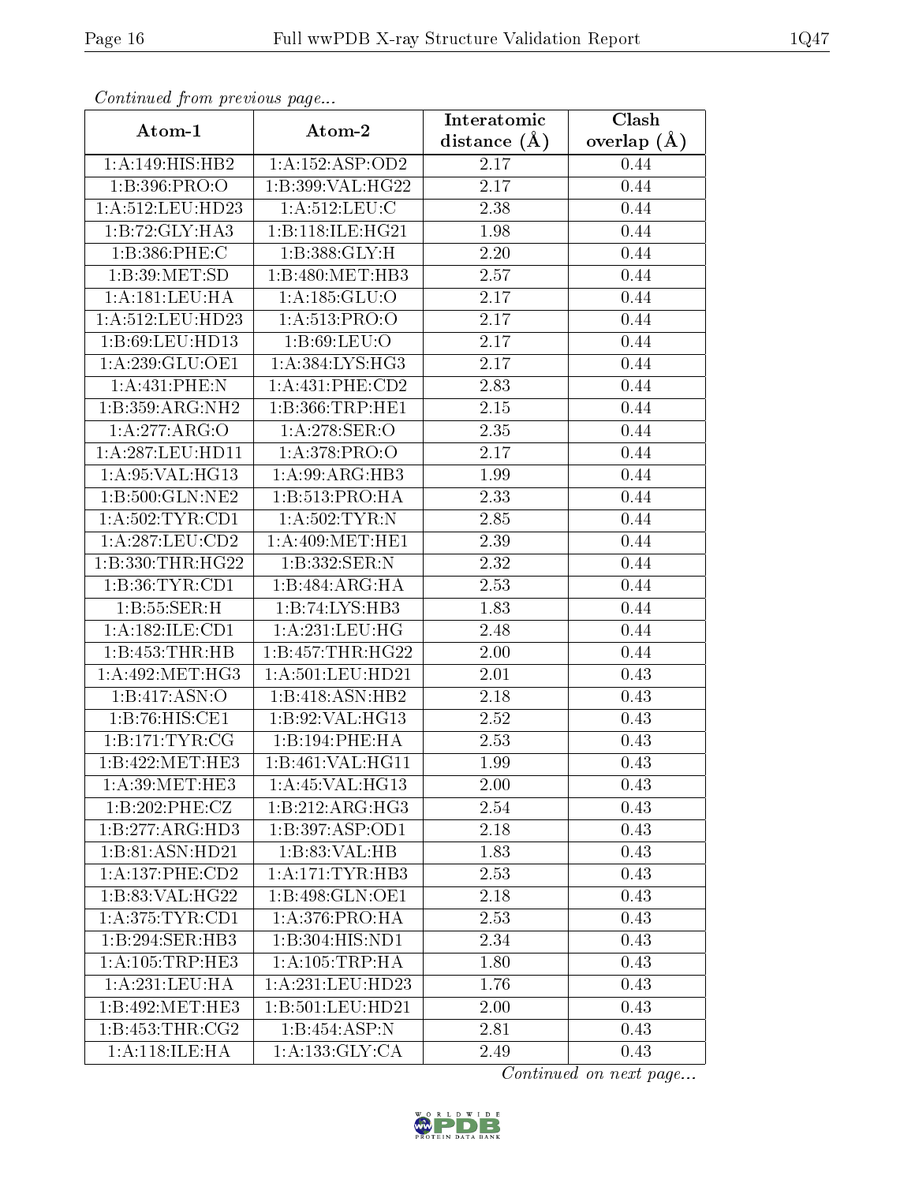*Continued from previous page...*

| Atom-1 | Atom-2 | Interatomic distance (Å) | Clash overlap (Å) |
|---|---|---|---|
| 1:A:149:HIS:HB2 | 1:A:152:ASP:OD2 | 2.17 | 0.44 |
| 1:B:396:PRO:O | 1:B:399:VAL:HG22 | 2.17 | 0.44 |
| 1:A:512:LEU:HD23 | 1:A:512:LEU:C | 2.38 | 0.44 |
| 1:B:72:GLY:HA3 | 1:B:118:ILE:HG21 | 1.98 | 0.44 |
| 1:B:386:PHE:C | 1:B:388:GLY:H | 2.20 | 0.44 |
| 1:B:39:MET:SD | 1:B:480:MET:HB3 | 2.57 | 0.44 |
| 1:A:181:LEU:HA | 1:A:185:GLU:O | 2.17 | 0.44 |
| 1:A:512:LEU:HD23 | 1:A:513:PRO:O | 2.17 | 0.44 |
| 1:B:69:LEU:HD13 | 1:B:69:LEU:O | 2.17 | 0.44 |
| 1:A:239:GLU:OE1 | 1:A:384:LYS:HG3 | 2.17 | 0.44 |
| 1:A:431:PHE:N | 1:A:431:PHE:CD2 | 2.83 | 0.44 |
| 1:B:359:ARG:NH2 | 1:B:366:TRP:HE1 | 2.15 | 0.44 |
| 1:A:277:ARG:O | 1:A:278:SER:O | 2.35 | 0.44 |
| 1:A:287:LEU:HD11 | 1:A:378:PRO:O | 2.17 | 0.44 |
| 1:A:95:VAL:HG13 | 1:A:99:ARG:HB3 | 1.99 | 0.44 |
| 1:B:500:GLN:NE2 | 1:B:513:PRO:HA | 2.33 | 0.44 |
| 1:A:502:TYR:CD1 | 1:A:502:TYR:N | 2.85 | 0.44 |
| 1:A:287:LEU:CD2 | 1:A:409:MET:HE1 | 2.39 | 0.44 |
| 1:B:330:THR:HG22 | 1:B:332:SER:N | 2.32 | 0.44 |
| 1:B:36:TYR:CD1 | 1:B:484:ARG:HA | 2.53 | 0.44 |
| 1:B:55:SER:H | 1:B:74:LYS:HB3 | 1.83 | 0.44 |
| 1:A:182:ILE:CD1 | 1:A:231:LEU:HG | 2.48 | 0.44 |
| 1:B:453:THR:HB | 1:B:457:THR:HG22 | 2.00 | 0.44 |
| 1:A:492:MET:HG3 | 1:A:501:LEU:HD21 | 2.01 | 0.43 |
| 1:B:417:ASN:O | 1:B:418:ASN:HB2 | 2.18 | 0.43 |
| 1:B:76:HIS:CE1 | 1:B:92:VAL:HG13 | 2.52 | 0.43 |
| 1:B:171:TYR:CG | 1:B:194:PHE:HA | 2.53 | 0.43 |
| 1:B:422:MET:HE3 | 1:B:461:VAL:HG11 | 1.99 | 0.43 |
| 1:A:39:MET:HE3 | 1:A:45:VAL:HG13 | 2.00 | 0.43 |
| 1:B:202:PHE:CZ | 1:B:212:ARG:HG3 | 2.54 | 0.43 |
| 1:B:277:ARG:HD3 | 1:B:397:ASP:OD1 | 2.18 | 0.43 |
| 1:B:81:ASN:HD21 | 1:B:83:VAL:HB | 1.83 | 0.43 |
| 1:A:137:PHE:CD2 | 1:A:171:TYR:HB3 | 2.53 | 0.43 |
| 1:B:83:VAL:HG22 | 1:B:498:GLN:OE1 | 2.18 | 0.43 |
| 1:A:375:TYR:CD1 | 1:A:376:PRO:HA | 2.53 | 0.43 |
| 1:B:294:SER:HB3 | 1:B:304:HIS:ND1 | 2.34 | 0.43 |
| 1:A:105:TRP:HE3 | 1:A:105:TRP:HA | 1.80 | 0.43 |
| 1:A:231:LEU:HA | 1:A:231:LEU:HD23 | 1.76 | 0.43 |
| 1:B:492:MET:HE3 | 1:B:501:LEU:HD21 | 2.00 | 0.43 |
| 1:B:453:THR:CG2 | 1:B:454:ASP:N | 2.81 | 0.43 |
| 1:A:118:ILE:HA | 1:A:133:GLY:CA | 2.49 | 0.43 |

*Continued on next page...*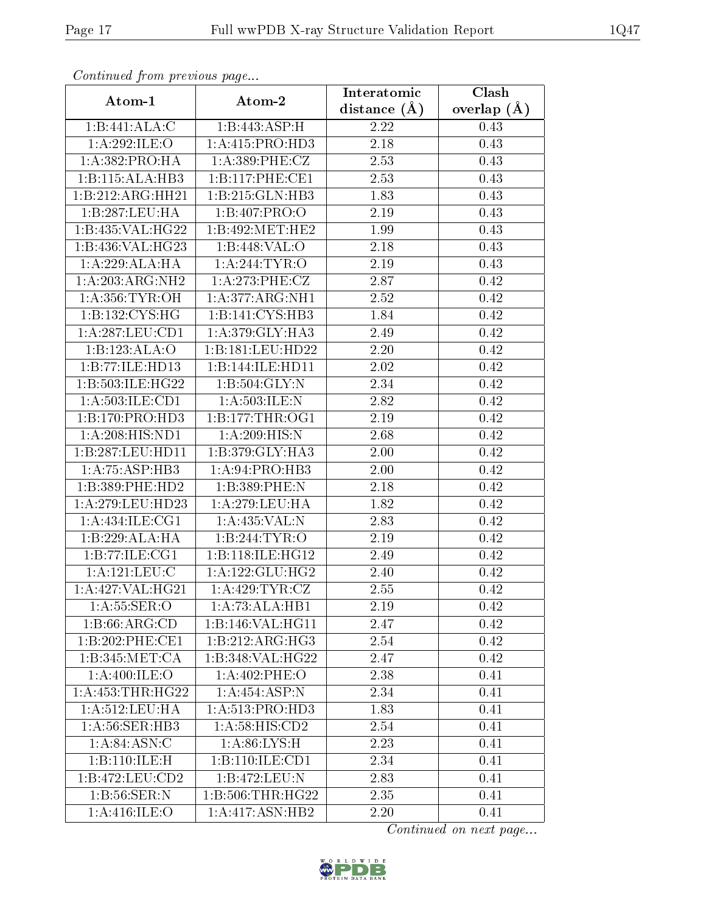*Continued from previous page...*

| Atom-1 | Atom-2 | Interatomic distance (Å) | Clash overlap (Å) |
| --- | --- | --- | --- |
| 1:B:441:ALA:C | 1:B:443:ASP:H | 2.22 | 0.43 |
| 1:A:292:ILE:O | 1:A:415:PRO:HD3 | 2.18 | 0.43 |
| 1:A:382:PRO:HA | 1:A:389:PHE:CZ | 2.53 | 0.43 |
| 1:B:115:ALA:HB3 | 1:B:117:PHE:CE1 | 2.53 | 0.43 |
| 1:B:212:ARG:HH21 | 1:B:215:GLN:HB3 | 1.83 | 0.43 |
| 1:B:287:LEU:HA | 1:B:407:PRO:O | 2.19 | 0.43 |
| 1:B:435:VAL:HG22 | 1:B:492:MET:HE2 | 1.99 | 0.43 |
| 1:B:436:VAL:HG23 | 1:B:448:VAL:O | 2.18 | 0.43 |
| 1:A:229:ALA:HA | 1:A:244:TYR:O | 2.19 | 0.43 |
| 1:A:203:ARG:NH2 | 1:A:273:PHE:CZ | 2.87 | 0.42 |
| 1:A:356:TYR:OH | 1:A:377:ARG:NH1 | 2.52 | 0.42 |
| 1:B:132:CYS:HG | 1:B:141:CYS:HB3 | 1.84 | 0.42 |
| 1:A:287:LEU:CD1 | 1:A:379:GLY:HA3 | 2.49 | 0.42 |
| 1:B:123:ALA:O | 1:B:181:LEU:HD22 | 2.20 | 0.42 |
| 1:B:77:ILE:HD13 | 1:B:144:ILE:HD11 | 2.02 | 0.42 |
| 1:B:503:ILE:HG22 | 1:B:504:GLY:N | 2.34 | 0.42 |
| 1:A:503:ILE:CD1 | 1:A:503:ILE:N | 2.82 | 0.42 |
| 1:B:170:PRO:HD3 | 1:B:177:THR:OG1 | 2.19 | 0.42 |
| 1:A:208:HIS:ND1 | 1:A:209:HIS:N | 2.68 | 0.42 |
| 1:B:287:LEU:HD11 | 1:B:379:GLY:HA3 | 2.00 | 0.42 |
| 1:A:75:ASP:HB3 | 1:A:94:PRO:HB3 | 2.00 | 0.42 |
| 1:B:389:PHE:HD2 | 1:B:389:PHE:N | 2.18 | 0.42 |
| 1:A:279:LEU:HD23 | 1:A:279:LEU:HA | 1.82 | 0.42 |
| 1:A:434:ILE:CG1 | 1:A:435:VAL:N | 2.83 | 0.42 |
| 1:B:229:ALA:HA | 1:B:244:TYR:O | 2.19 | 0.42 |
| 1:B:77:ILE:CG1 | 1:B:118:ILE:HG12 | 2.49 | 0.42 |
| 1:A:121:LEU:C | 1:A:122:GLU:HG2 | 2.40 | 0.42 |
| 1:A:427:VAL:HG21 | 1:A:429:TYR:CZ | 2.55 | 0.42 |
| 1:A:55:SER:O | 1:A:73:ALA:HB1 | 2.19 | 0.42 |
| 1:B:66:ARG:CD | 1:B:146:VAL:HG11 | 2.47 | 0.42 |
| 1:B:202:PHE:CE1 | 1:B:212:ARG:HG3 | 2.54 | 0.42 |
| 1:B:345:MET:CA | 1:B:348:VAL:HG22 | 2.47 | 0.42 |
| 1:A:400:ILE:O | 1:A:402:PHE:O | 2.38 | 0.41 |
| 1:A:453:THR:HG22 | 1:A:454:ASP:N | 2.34 | 0.41 |
| 1:A:512:LEU:HA | 1:A:513:PRO:HD3 | 1.83 | 0.41 |
| 1:A:56:SER:HB3 | 1:A:58:HIS:CD2 | 2.54 | 0.41 |
| 1:A:84:ASN:C | 1:A:86:LYS:H | 2.23 | 0.41 |
| 1:B:110:ILE:H | 1:B:110:ILE:CD1 | 2.34 | 0.41 |
| 1:B:472:LEU:CD2 | 1:B:472:LEU:N | 2.83 | 0.41 |
| 1:B:56:SER:N | 1:B:506:THR:HG22 | 2.35 | 0.41 |
| 1:A:416:ILE:O | 1:A:417:ASN:HB2 | 2.20 | 0.41 |

*Continued on next page...*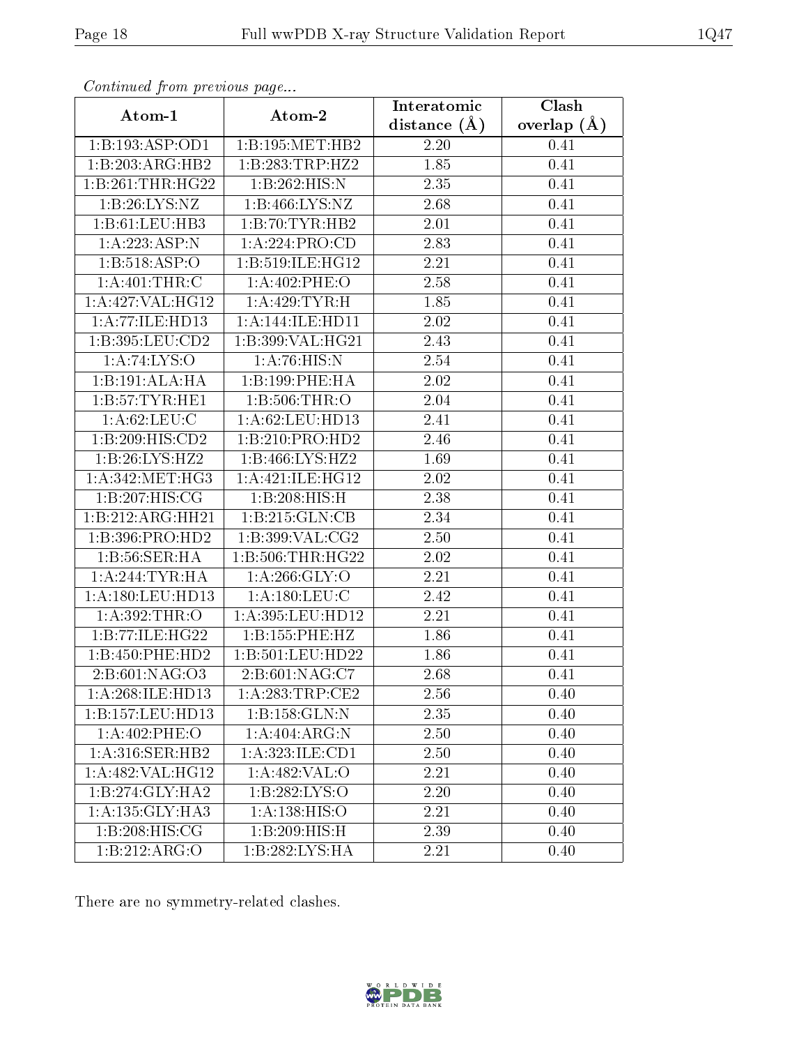*Continued from previous page...*

| Atom-1 | Atom-2 | Interatomic distance (Å) | Clash overlap (Å) |
|---|---|---|---|
| 1:B:193:ASP:OD1 | 1:B:195:MET:HB2 | 2.20 | 0.41 |
| 1:B:203:ARG:HB2 | 1:B:283:TRP:HZ2 | 1.85 | 0.41 |
| 1:B:261:THR:HG22 | 1:B:262:HIS:N | 2.35 | 0.41 |
| 1:B:26:LYS:NZ | 1:B:466:LYS:NZ | 2.68 | 0.41 |
| 1:B:61:LEU:HB3 | 1:B:70:TYR:HB2 | 2.01 | 0.41 |
| 1:A:223:ASP:N | 1:A:224:PRO:CD | 2.83 | 0.41 |
| 1:B:518:ASP:O | 1:B:519:ILE:HG12 | 2.21 | 0.41 |
| 1:A:401:THR:C | 1:A:402:PHE:O | 2.58 | 0.41 |
| 1:A:427:VAL:HG12 | 1:A:429:TYR:H | 1.85 | 0.41 |
| 1:A:77:ILE:HD13 | 1:A:144:ILE:HD11 | 2.02 | 0.41 |
| 1:B:395:LEU:CD2 | 1:B:399:VAL:HG21 | 2.43 | 0.41 |
| 1:A:74:LYS:O | 1:A:76:HIS:N | 2.54 | 0.41 |
| 1:B:191:ALA:HA | 1:B:199:PHE:HA | 2.02 | 0.41 |
| 1:B:57:TYR:HE1 | 1:B:506:THR:O | 2.04 | 0.41 |
| 1:A:62:LEU:C | 1:A:62:LEU:HD13 | 2.41 | 0.41 |
| 1:B:209:HIS:CD2 | 1:B:210:PRO:HD2 | 2.46 | 0.41 |
| 1:B:26:LYS:HZ2 | 1:B:466:LYS:HZ2 | 1.69 | 0.41 |
| 1:A:342:MET:HG3 | 1:A:421:ILE:HG12 | 2.02 | 0.41 |
| 1:B:207:HIS:CG | 1:B:208:HIS:H | 2.38 | 0.41 |
| 1:B:212:ARG:HH21 | 1:B:215:GLN:CB | 2.34 | 0.41 |
| 1:B:396:PRO:HD2 | 1:B:399:VAL:CG2 | 2.50 | 0.41 |
| 1:B:56:SER:HA | 1:B:506:THR:HG22 | 2.02 | 0.41 |
| 1:A:244:TYR:HA | 1:A:266:GLY:O | 2.21 | 0.41 |
| 1:A:180:LEU:HD13 | 1:A:180:LEU:C | 2.42 | 0.41 |
| 1:A:392:THR:O | 1:A:395:LEU:HD12 | 2.21 | 0.41 |
| 1:B:77:ILE:HG22 | 1:B:155:PHE:HZ | 1.86 | 0.41 |
| 1:B:450:PHE:HD2 | 1:B:501:LEU:HD22 | 1.86 | 0.41 |
| 2:B:601:NAG:O3 | 2:B:601:NAG:C7 | 2.68 | 0.41 |
| 1:A:268:ILE:HD13 | 1:A:283:TRP:CE2 | 2.56 | 0.40 |
| 1:B:157:LEU:HD13 | 1:B:158:GLN:N | 2.35 | 0.40 |
| 1:A:402:PHE:O | 1:A:404:ARG:N | 2.50 | 0.40 |
| 1:A:316:SER:HB2 | 1:A:323:ILE:CD1 | 2.50 | 0.40 |
| 1:A:482:VAL:HG12 | 1:A:482:VAL:O | 2.21 | 0.40 |
| 1:B:274:GLY:HA2 | 1:B:282:LYS:O | 2.20 | 0.40 |
| 1:A:135:GLY:HA3 | 1:A:138:HIS:O | 2.21 | 0.40 |
| 1:B:208:HIS:CG | 1:B:209:HIS:H | 2.39 | 0.40 |
| 1:B:212:ARG:O | 1:B:282:LYS:HA | 2.21 | 0.40 |

There are no symmetry-related clashes.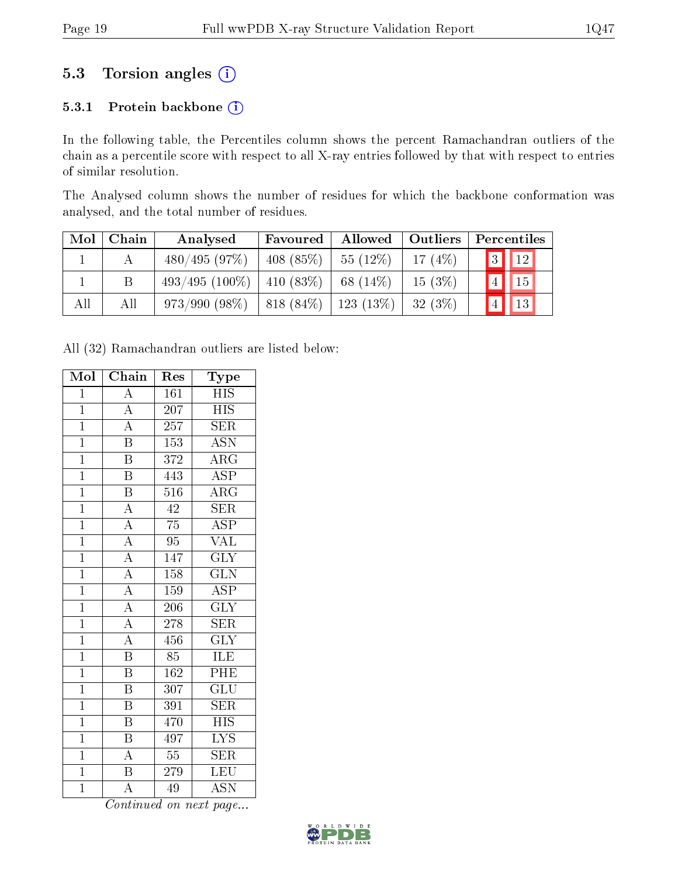## 5.3 Torsion angles (i)

### 5.3.1 Protein backbone (i)

In the following table, the Percentiles column shows the percent Ramachandran outliers of the chain as a percentile score with respect to all X-ray entries followed by that with respect to entries of similar resolution.

The Analysed column shows the number of residues for which the backbone conformation was analysed, and the total number of residues.

| Mol | Chain | Analysed | Favoured | Allowed | Outliers | Percentiles | |
|---|---|---|---|---|---|---|---|
| 1 | A | 480/495 (97%) | 408 (85%) | 55 (12%) | 17 (4%) | 3 | 12 |
| 1 | B | 493/495 (100%) | 410 (83%) | 68 (14%) | 15 (3%) | 4 | 15 |
| All | All | 973/990 (98%) | 818 (84%) | 123 (13%) | 32 (3%) | 4 | 13 |

All (32) Ramachandran outliers are listed below:

| Mol | Chain | Res | Type |
|---|---|---|---|
| 1 | A | 161 | HIS |
| 1 | A | 207 | HIS |
| 1 | A | 257 | SER |
| 1 | B | 153 | ASN |
| 1 | B | 372 | ARG |
| 1 | B | 443 | ASP |
| 1 | B | 516 | ARG |
| 1 | A | 42 | SER |
| 1 | A | 75 | ASP |
| 1 | A | 95 | VAL |
| 1 | A | 147 | GLY |
| 1 | A | 158 | GLN |
| 1 | A | 159 | ASP |
| 1 | A | 206 | GLY |
| 1 | A | 278 | SER |
| 1 | A | 456 | GLY |
| 1 | B | 85 | ILE |
| 1 | B | 162 | PHE |
| 1 | B | 307 | GLU |
| 1 | B | 391 | SER |
| 1 | B | 470 | HIS |
| 1 | B | 497 | LYS |
| 1 | A | 55 | SER |
| 1 | B | 279 | LEU |
| 1 | A | 49 | ASN |

*Continued on next page...*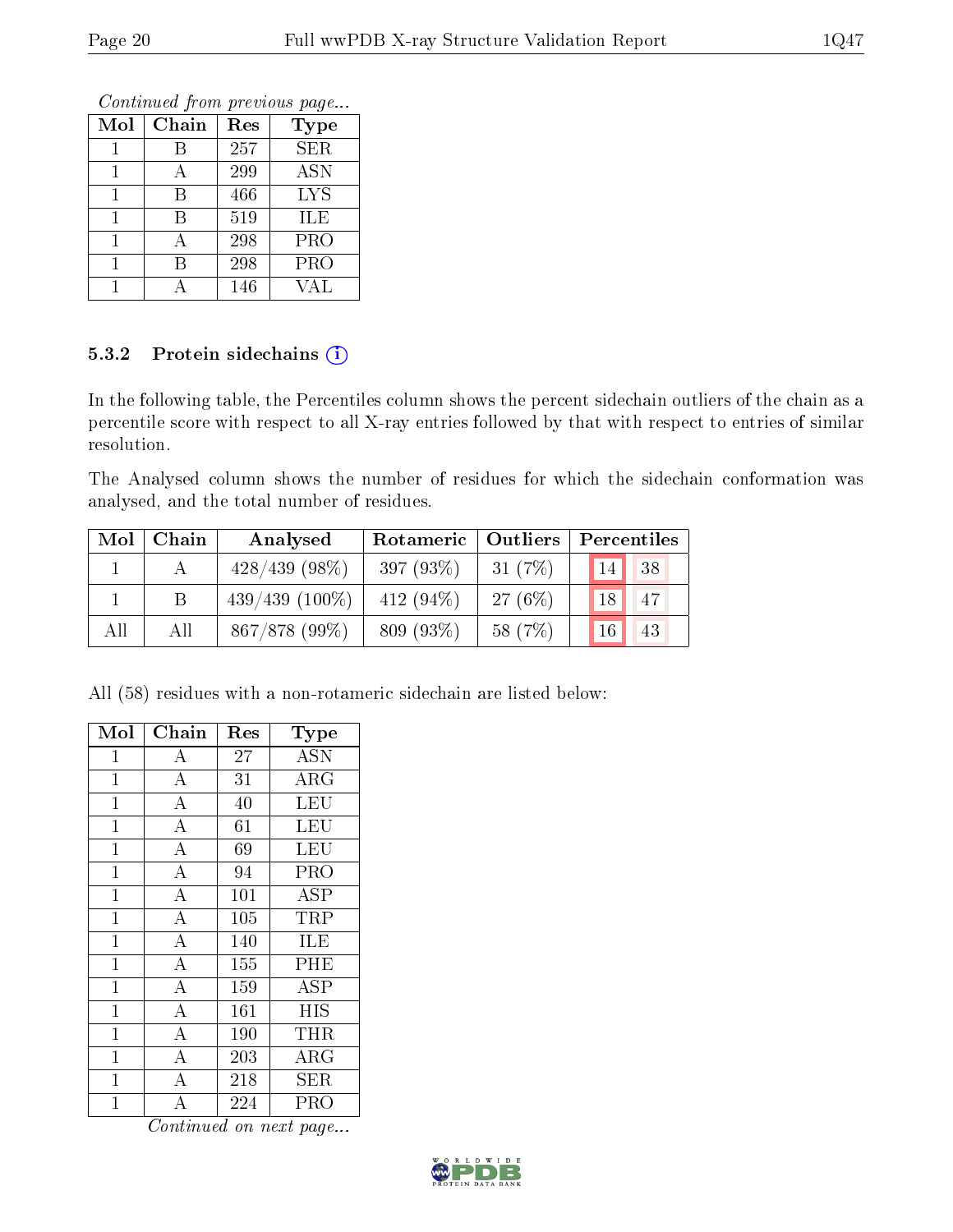*Continued from previous page...*

| Mol | Chain | Res | Type |
|---|---|---|---|
| 1 | B | 257 | SER |
| 1 | A | 299 | ASN |
| 1 | B | 466 | LYS |
| 1 | B | 519 | ILE |
| 1 | A | 298 | PRO |
| 1 | B | 298 | PRO |
| 1 | A | 146 | VAL |

### 5.3.2 Protein sidechains (i)

In the following table, the Percentiles column shows the percent sidechain outliers of the chain as a percentile score with respect to all X-ray entries followed by that with respect to entries of similar resolution.

The Analysed column shows the number of residues for which the sidechain conformation was analysed, and the total number of residues.

| Mol | Chain | Analysed | Rotameric | Outliers | Percentiles | |
|---|---|---|---|---|---|---|
| 1 | A | 428/439 (98%) | 397 (93%) | 31 (7%) | 14 | 38 |
| 1 | B | 439/439 (100%) | 412 (94%) | 27 (6%) | 18 | 47 |
| All | All | 867/878 (99%) | 809 (93%) | 58 (7%) | 16 | 43 |

All (58) residues with a non-rotameric sidechain are listed below:

| Mol | Chain | Res | Type |
|---|---|---|---|
| 1 | A | 27 | ASN |
| 1 | A | 31 | ARG |
| 1 | A | 40 | LEU |
| 1 | A | 61 | LEU |
| 1 | A | 69 | LEU |
| 1 | A | 94 | PRO |
| 1 | A | 101 | ASP |
| 1 | A | 105 | TRP |
| 1 | A | 140 | ILE |
| 1 | A | 155 | PHE |
| 1 | A | 159 | ASP |
| 1 | A | 161 | HIS |
| 1 | A | 190 | THR |
| 1 | A | 203 | ARG |
| 1 | A | 218 | SER |
| 1 | A | 224 | PRO |

*Continued on next page...*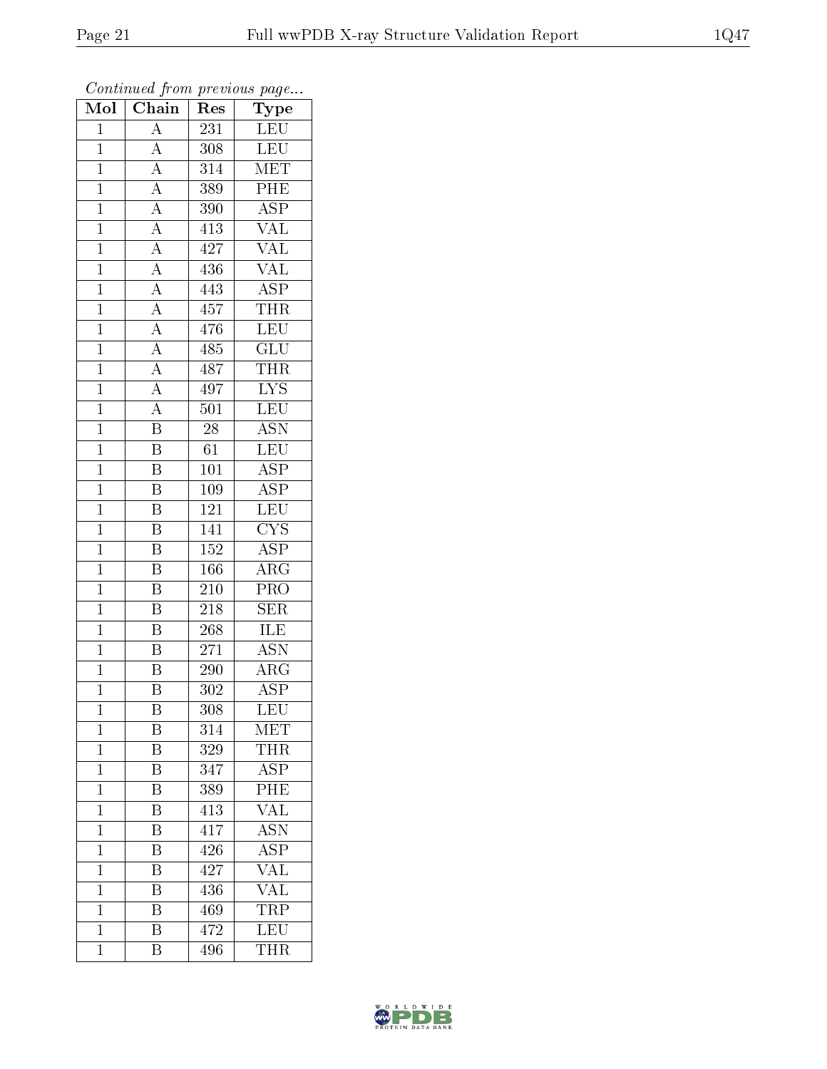*Continued from previous page...*

| Mol | Chain | Res | Type |
|---|---|---|---|
| 1 | A | 231 | LEU |
| 1 | A | 308 | LEU |
| 1 | A | 314 | MET |
| 1 | A | 389 | PHE |
| 1 | A | 390 | ASP |
| 1 | A | 413 | VAL |
| 1 | A | 427 | VAL |
| 1 | A | 436 | VAL |
| 1 | A | 443 | ASP |
| 1 | A | 457 | THR |
| 1 | A | 476 | LEU |
| 1 | A | 485 | GLU |
| 1 | A | 487 | THR |
| 1 | A | 497 | LYS |
| 1 | A | 501 | LEU |
| 1 | B | 28 | ASN |
| 1 | B | 61 | LEU |
| 1 | B | 101 | ASP |
| 1 | B | 109 | ASP |
| 1 | B | 121 | LEU |
| 1 | B | 141 | CYS |
| 1 | B | 152 | ASP |
| 1 | B | 166 | ARG |
| 1 | B | 210 | PRO |
| 1 | B | 218 | SER |
| 1 | B | 268 | ILE |
| 1 | B | 271 | ASN |
| 1 | B | 290 | ARG |
| 1 | B | 302 | ASP |
| 1 | B | 308 | LEU |
| 1 | B | 314 | MET |
| 1 | B | 329 | THR |
| 1 | B | 347 | ASP |
| 1 | B | 389 | PHE |
| 1 | B | 413 | VAL |
| 1 | B | 417 | ASN |
| 1 | B | 426 | ASP |
| 1 | B | 427 | VAL |
| 1 | B | 436 | VAL |
| 1 | B | 469 | TRP |
| 1 | B | 472 | LEU |
| 1 | B | 496 | THR |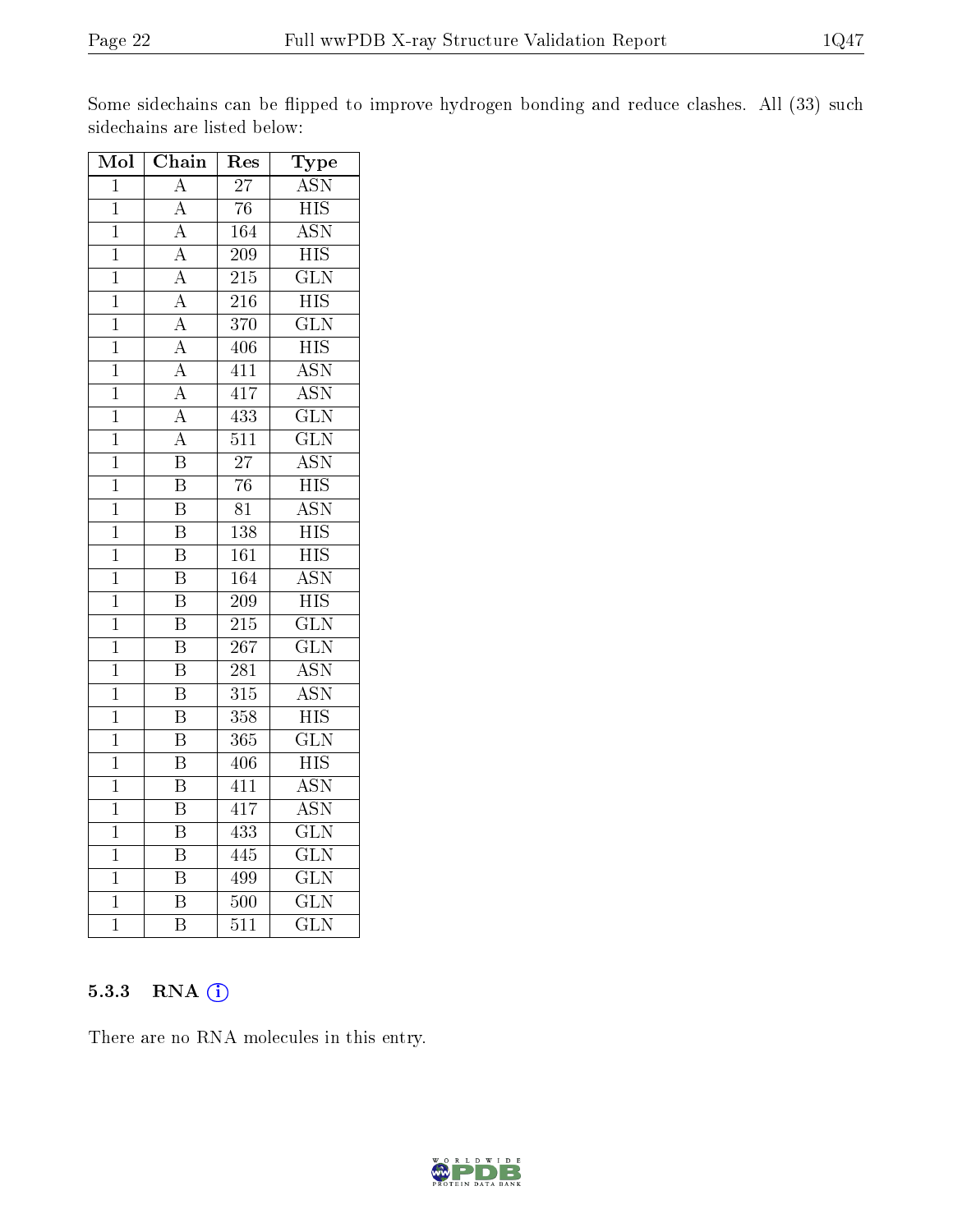Some sidechains can be flipped to improve hydrogen bonding and reduce clashes. All (33) such sidechains are listed below:

| Mol | Chain | Res | Type |
|---|---|---|---|
| 1 | A | 27 | ASN |
| 1 | A | 76 | HIS |
| 1 | A | 164 | ASN |
| 1 | A | 209 | HIS |
| 1 | A | 215 | GLN |
| 1 | A | 216 | HIS |
| 1 | A | 370 | GLN |
| 1 | A | 406 | HIS |
| 1 | A | 411 | ASN |
| 1 | A | 417 | ASN |
| 1 | A | 433 | GLN |
| 1 | A | 511 | GLN |
| 1 | B | 27 | ASN |
| 1 | B | 76 | HIS |
| 1 | B | 81 | ASN |
| 1 | B | 138 | HIS |
| 1 | B | 161 | HIS |
| 1 | B | 164 | ASN |
| 1 | B | 209 | HIS |
| 1 | B | 215 | GLN |
| 1 | B | 267 | GLN |
| 1 | B | 281 | ASN |
| 1 | B | 315 | ASN |
| 1 | B | 358 | HIS |
| 1 | B | 365 | GLN |
| 1 | B | 406 | HIS |
| 1 | B | 411 | ASN |
| 1 | B | 417 | ASN |
| 1 | B | 433 | GLN |
| 1 | B | 445 | GLN |
| 1 | B | 499 | GLN |
| 1 | B | 500 | GLN |
| 1 | B | 511 | GLN |

#### 5.3.3 RNA ⓘ

There are no RNA molecules in this entry.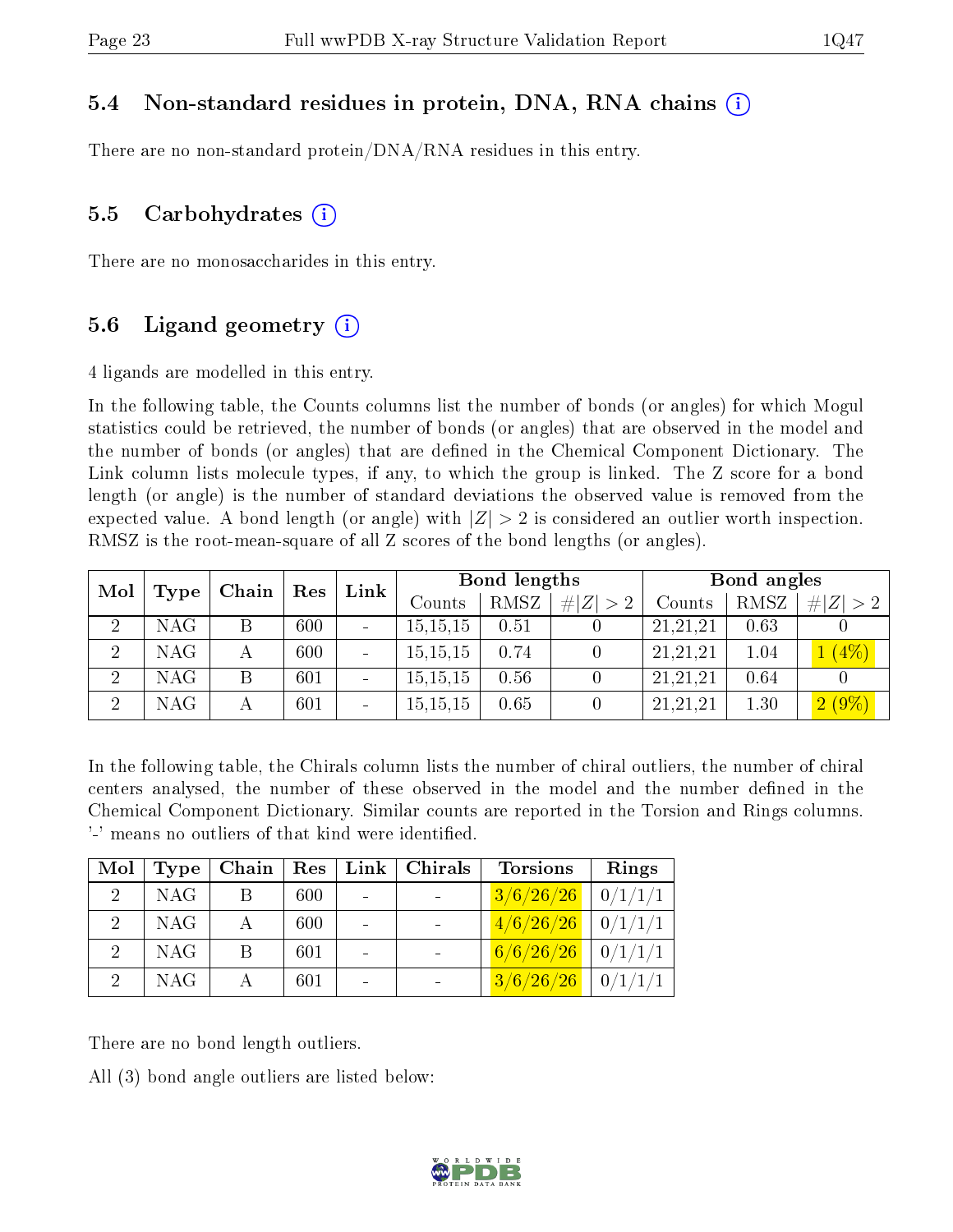### 5.4 Non-standard residues in protein, DNA, RNA chains

There are no non-standard protein/DNA/RNA residues in this entry.

### 5.5 Carbohydrates

There are no monosaccharides in this entry.

### 5.6 Ligand geometry

4 ligands are modelled in this entry.

In the following table, the Counts columns list the number of bonds (or angles) for which Mogul statistics could be retrieved, the number of bonds (or angles) that are observed in the model and the number of bonds (or angles) that are defined in the Chemical Component Dictionary. The Link column lists molecule types, if any, to which the group is linked. The Z score for a bond length (or angle) is the number of standard deviations the observed value is removed from the expected value. A bond length (or angle) with $|Z| > 2$ is considered an outlier worth inspection. RMSZ is the root-mean-square of all Z scores of the bond lengths (or angles).

| Mol | Type | Chain | Res | Link | Bond lengths | | | Bond angles | | |
|---|---|---|---|---|---|---|---|---|---|---|
| | | | | | Counts | RMSZ | $\#\|Z\|>2$ | Counts | RMSZ | $\#\|Z\|>2$ |
| 2 | NAG | B | 600 | - | 15,15,15 | 0.51 | 0 | 21,21,21 | 0.63 | 0 |
| 2 | NAG | A | 600 | - | 15,15,15 | 0.74 | 0 | 21,21,21 | 1.04 | 1 (4%) |
| 2 | NAG | B | 601 | - | 15,15,15 | 0.56 | 0 | 21,21,21 | 0.64 | 0 |
| 2 | NAG | A | 601 | - | 15,15,15 | 0.65 | 0 | 21,21,21 | 1.30 | 2 (9%) |

In the following table, the Chirals column lists the number of chiral outliers, the number of chiral centers analysed, the number of these observed in the model and the number defined in the Chemical Component Dictionary. Similar counts are reported in the Torsion and Rings columns. '-' means no outliers of that kind were identified.

| Mol | Type | Chain | Res | Link | Chirals | Torsions | Rings |
|---|---|---|---|---|---|---|---|
| 2 | NAG | B | 600 | - | - | 3/6/26/26 | 0/1/1/1 |
| 2 | NAG | A | 600 | - | - | 4/6/26/26 | 0/1/1/1 |
| 2 | NAG | B | 601 | - | - | 6/6/26/26 | 0/1/1/1 |
| 2 | NAG | A | 601 | - | - | 3/6/26/26 | 0/1/1/1 |

There are no bond length outliers.

All (3) bond angle outliers are listed below: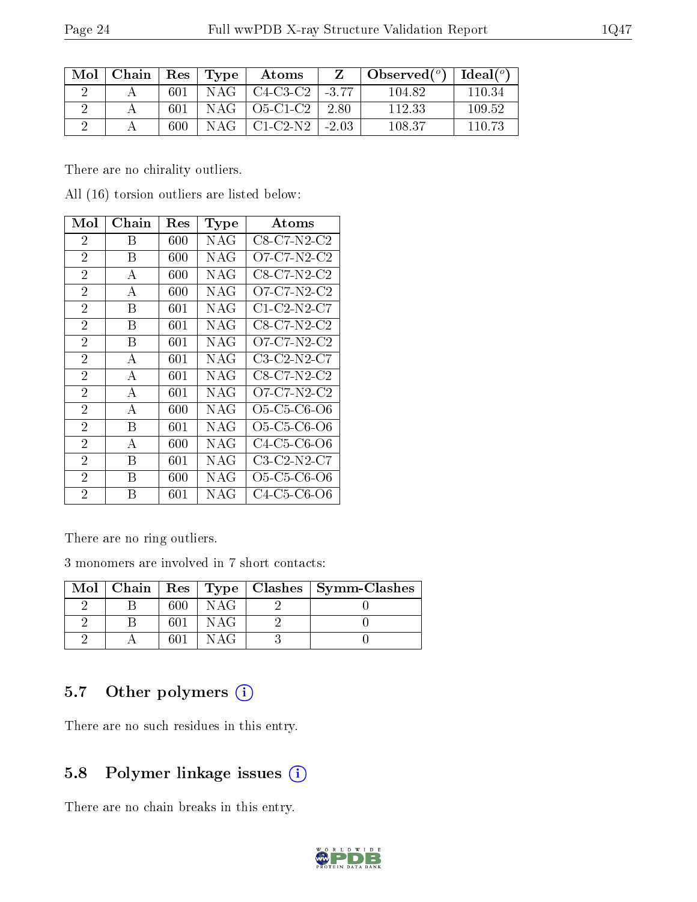| Mol | Chain | Res | Type | Atoms | Z | Observed(°) | Ideal(°) |
|---|---|---|---|---|---|---|---|
| 2 | A | 601 | NAG | C4-C3-C2 | -3.77 | 104.82 | 110.34 |
| 2 | A | 601 | NAG | O5-C1-C2 | 2.80 | 112.33 | 109.52 |
| 2 | A | 600 | NAG | C1-C2-N2 | -2.03 | 108.37 | 110.73 |

There are no chirality outliers.

All (16) torsion outliers are listed below:

| Mol | Chain | Res | Type | Atoms |
|---|---|---|---|---|
| 2 | B | 600 | NAG | C8-C7-N2-C2 |
| 2 | B | 600 | NAG | O7-C7-N2-C2 |
| 2 | A | 600 | NAG | C8-C7-N2-C2 |
| 2 | A | 600 | NAG | O7-C7-N2-C2 |
| 2 | B | 601 | NAG | C1-C2-N2-C7 |
| 2 | B | 601 | NAG | C8-C7-N2-C2 |
| 2 | B | 601 | NAG | O7-C7-N2-C2 |
| 2 | A | 601 | NAG | C3-C2-N2-C7 |
| 2 | A | 601 | NAG | C8-C7-N2-C2 |
| 2 | A | 601 | NAG | O7-C7-N2-C2 |
| 2 | A | 600 | NAG | O5-C5-C6-O6 |
| 2 | B | 601 | NAG | O5-C5-C6-O6 |
| 2 | A | 600 | NAG | C4-C5-C6-O6 |
| 2 | B | 601 | NAG | C3-C2-N2-C7 |
| 2 | B | 600 | NAG | O5-C5-C6-O6 |
| 2 | B | 601 | NAG | C4-C5-C6-O6 |

There are no ring outliers.

3 monomers are involved in 7 short contacts:

| Mol | Chain | Res | Type | Clashes | Symm-Clashes |
|---|---|---|---|---|---|
| 2 | B | 600 | NAG | 2 | 0 |
| 2 | B | 601 | NAG | 2 | 0 |
| 2 | A | 601 | NAG | 3 | 0 |

## 5.7 Other polymers

There are no such residues in this entry.

## 5.8 Polymer linkage issues

There are no chain breaks in this entry.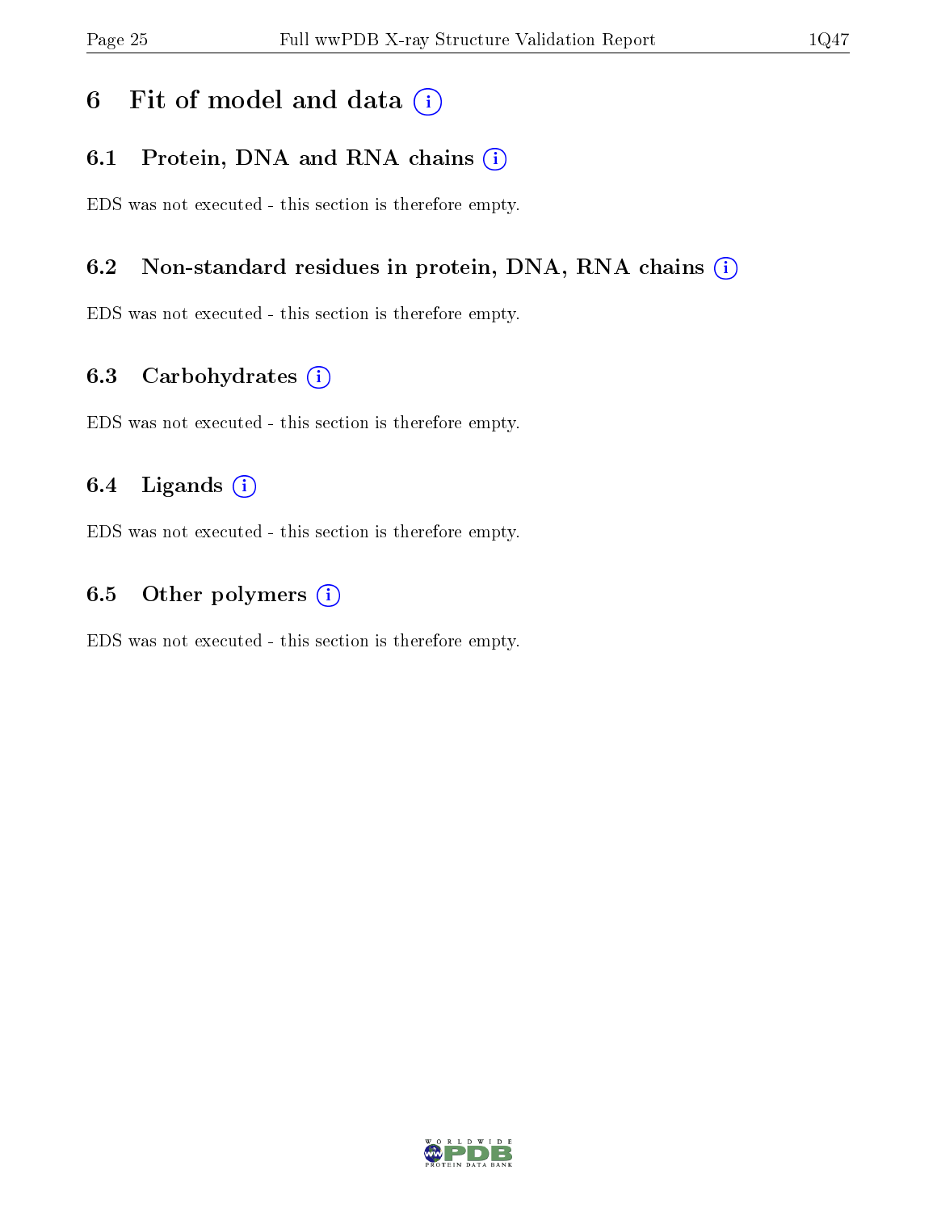# 6 Fit of model and data

## 6.1 Protein, DNA and RNA chains

EDS was not executed - this section is therefore empty.

## 6.2 Non-standard residues in protein, DNA, RNA chains

EDS was not executed - this section is therefore empty.

## 6.3 Carbohydrates

EDS was not executed - this section is therefore empty.

## 6.4 Ligands

EDS was not executed - this section is therefore empty.

## 6.5 Other polymers

EDS was not executed - this section is therefore empty.